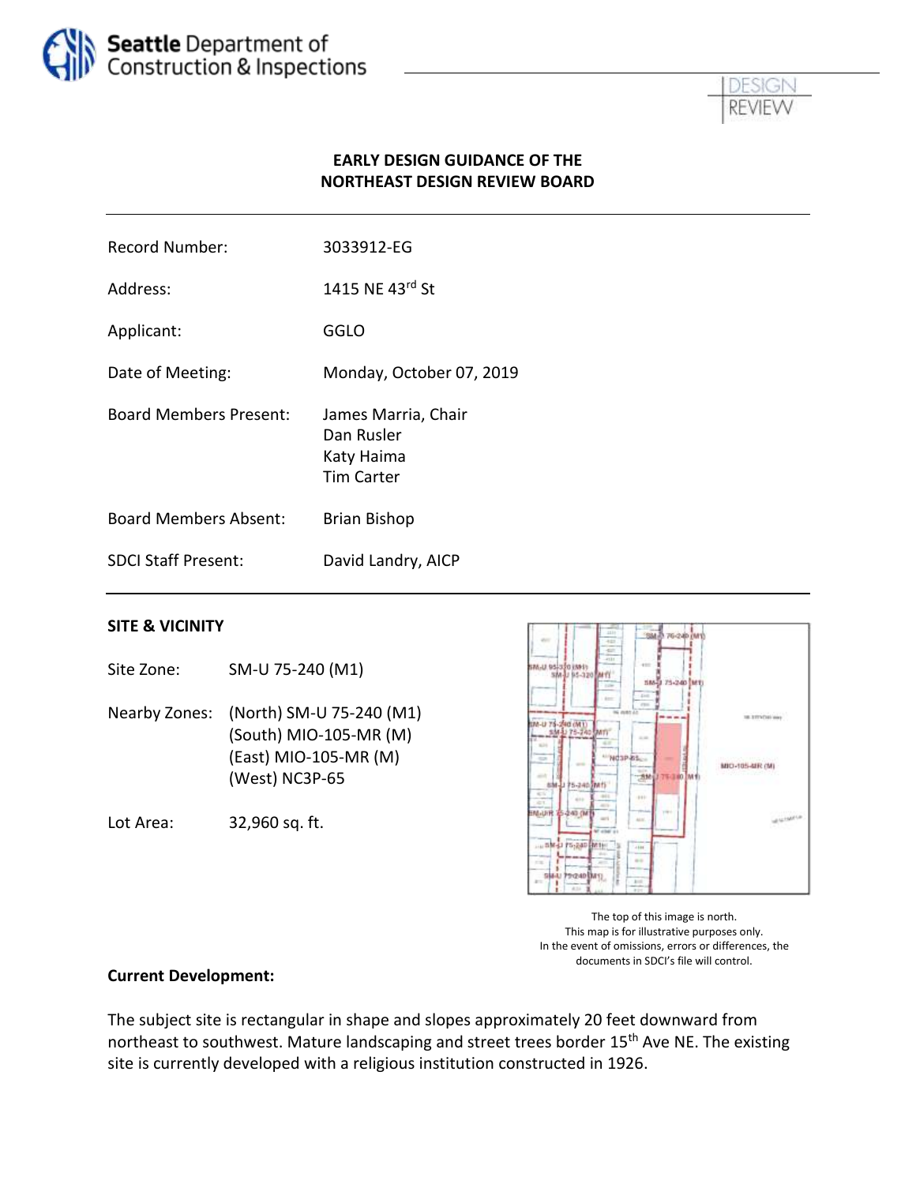Seattle Department of Construction & Inspections

DESIGN REVIEW

# EARLY DESIGN GUIDANCE OF THE NORTHEAST DESIGN REVIEW BOARD

| | |
|---|---|
| Record Number: | 3033912-EG |
| Address: | 1415 NE 43rd St |
| Applicant: | GGLO |
| Date of Meeting: | Monday, October 07, 2019 |
| Board Members Present: | James Marria, Chair<br>Dan Rusler<br>Katy Haima<br>Tim Carter |
| Board Members Absent: | Brian Bishop |
| SDCI Staff Present: | David Landry, AICP |

## SITE & VICINITY

Site Zone: SM-U 75-240 (M1)

Nearby Zones: (North) SM-U 75-240 (M1)
(South) MIO-105-MR (M)
(East) MIO-105-MR (M)
(West) NC3P-65

Lot Area: 32,960 sq. ft.

The top of this image is north.
This map is for illustrative purposes only.
In the event of omissions, errors or differences, the documents in SDCI's file will control.

**Current Development:**

The subject site is rectangular in shape and slopes approximately 20 feet downward from northeast to southwest. Mature landscaping and street trees border 15th Ave NE. The existing site is currently developed with a religious institution constructed in 1926.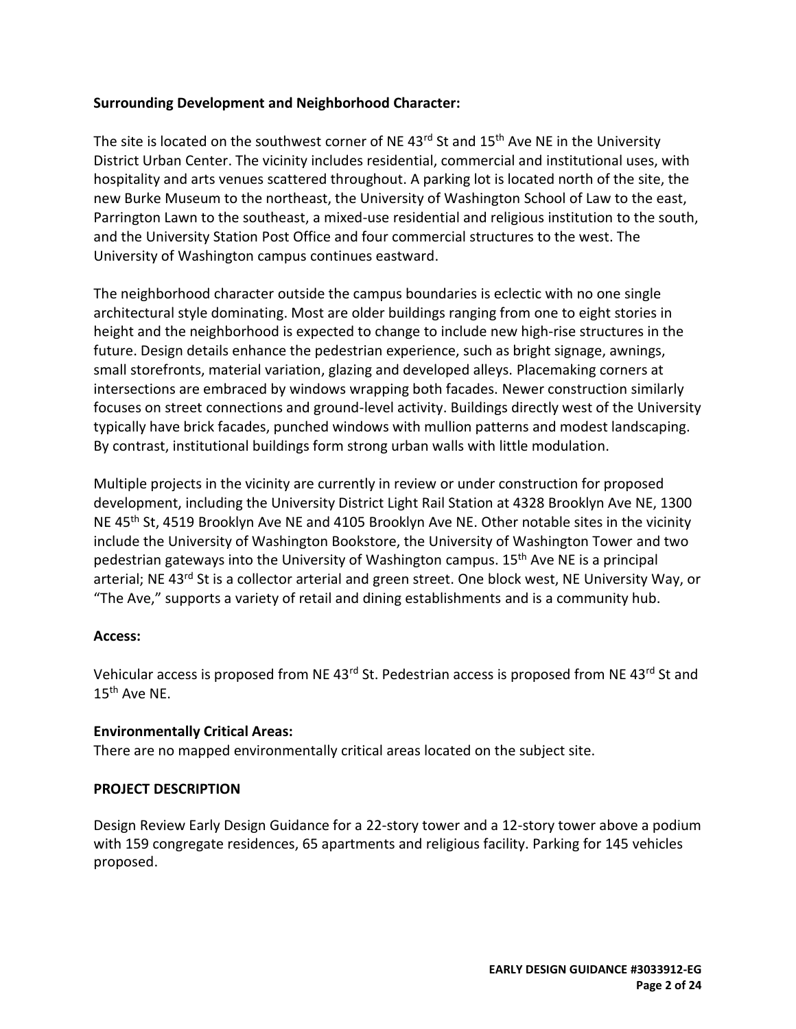**Surrounding Development and Neighborhood Character:**

The site is located on the southwest corner of NE 43rd St and 15th Ave NE in the University District Urban Center. The vicinity includes residential, commercial and institutional uses, with hospitality and arts venues scattered throughout. A parking lot is located north of the site, the new Burke Museum to the northeast, the University of Washington School of Law to the east, Parrington Lawn to the southeast, a mixed-use residential and religious institution to the south, and the University Station Post Office and four commercial structures to the west. The University of Washington campus continues eastward.

The neighborhood character outside the campus boundaries is eclectic with no one single architectural style dominating. Most are older buildings ranging from one to eight stories in height and the neighborhood is expected to change to include new high-rise structures in the future. Design details enhance the pedestrian experience, such as bright signage, awnings, small storefronts, material variation, glazing and developed alleys. Placemaking corners at intersections are embraced by windows wrapping both facades. Newer construction similarly focuses on street connections and ground-level activity. Buildings directly west of the University typically have brick facades, punched windows with mullion patterns and modest landscaping. By contrast, institutional buildings form strong urban walls with little modulation.

Multiple projects in the vicinity are currently in review or under construction for proposed development, including the University District Light Rail Station at 4328 Brooklyn Ave NE, 1300 NE 45th St, 4519 Brooklyn Ave NE and 4105 Brooklyn Ave NE. Other notable sites in the vicinity include the University of Washington Bookstore, the University of Washington Tower and two pedestrian gateways into the University of Washington campus. 15th Ave NE is a principal arterial; NE 43rd St is a collector arterial and green street. One block west, NE University Way, or "The Ave," supports a variety of retail and dining establishments and is a community hub.

**Access:**

Vehicular access is proposed from NE 43rd St. Pedestrian access is proposed from NE 43rd St and 15th Ave NE.

**Environmentally Critical Areas:**

There are no mapped environmentally critical areas located on the subject site.

**PROJECT DESCRIPTION**

Design Review Early Design Guidance for a 22-story tower and a 12-story tower above a podium with 159 congregate residences, 65 apartments and religious facility. Parking for 145 vehicles proposed.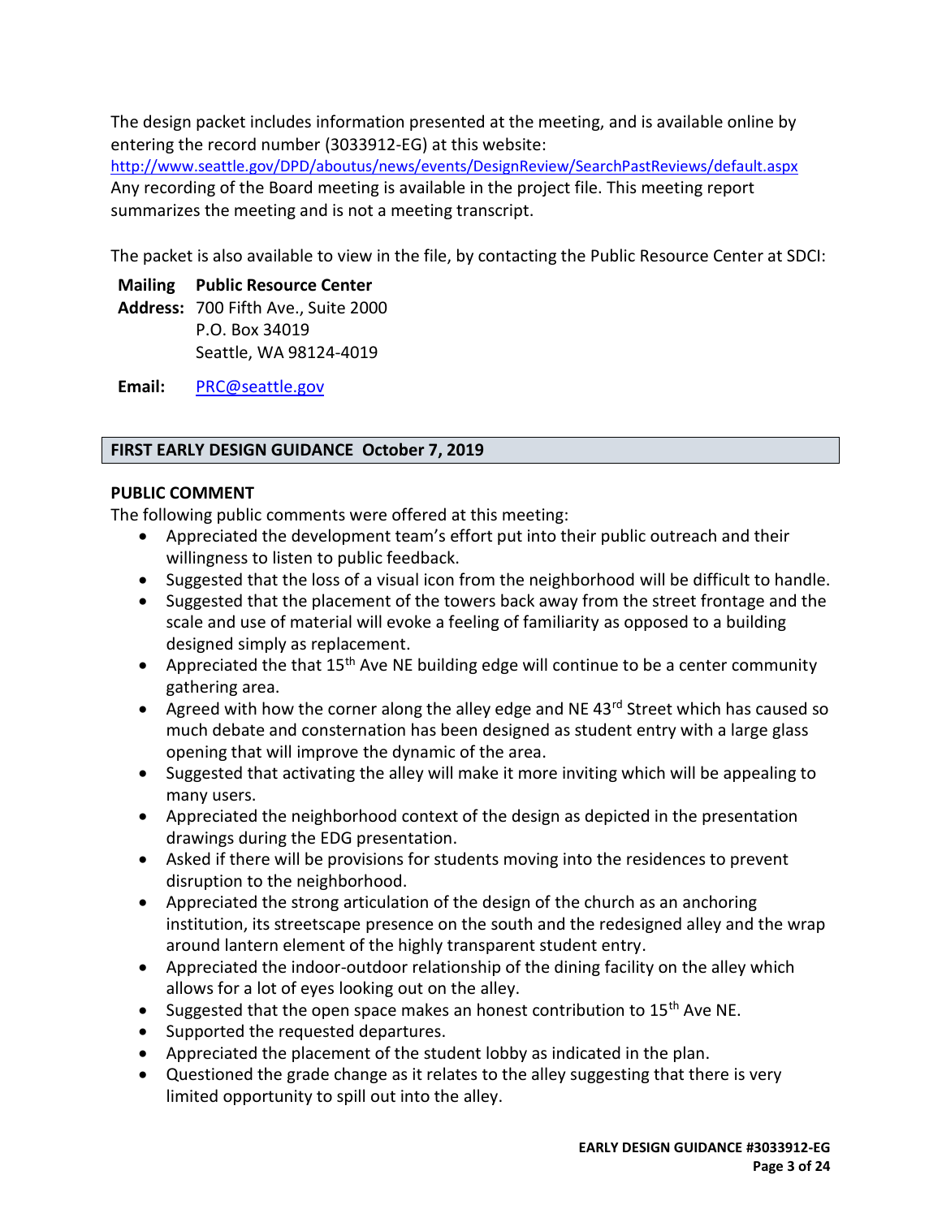The design packet includes information presented at the meeting, and is available online by entering the record number (3033912-EG) at this website:
http://www.seattle.gov/DPD/aboutus/news/events/DesignReview/SearchPastReviews/default.aspx
Any recording of the Board meeting is available in the project file. This meeting report summarizes the meeting and is not a meeting transcript.

The packet is also available to view in the file, by contacting the Public Resource Center at SDCI:

**Mailing Address:** **Public Resource Center**
700 Fifth Ave., Suite 2000
P.O. Box 34019
Seattle, WA 98124-4019

**Email:** PRC@seattle.gov

## FIRST EARLY DESIGN GUIDANCE October 7, 2019

### PUBLIC COMMENT

The following public comments were offered at this meeting:

- Appreciated the development team's effort put into their public outreach and their willingness to listen to public feedback.
- Suggested that the loss of a visual icon from the neighborhood will be difficult to handle.
- Suggested that the placement of the towers back away from the street frontage and the scale and use of material will evoke a feeling of familiarity as opposed to a building designed simply as replacement.
- Appreciated the that 15th Ave NE building edge will continue to be a center community gathering area.
- Agreed with how the corner along the alley edge and NE 43rd Street which has caused so much debate and consternation has been designed as student entry with a large glass opening that will improve the dynamic of the area.
- Suggested that activating the alley will make it more inviting which will be appealing to many users.
- Appreciated the neighborhood context of the design as depicted in the presentation drawings during the EDG presentation.
- Asked if there will be provisions for students moving into the residences to prevent disruption to the neighborhood.
- Appreciated the strong articulation of the design of the church as an anchoring institution, its streetscape presence on the south and the redesigned alley and the wrap around lantern element of the highly transparent student entry.
- Appreciated the indoor-outdoor relationship of the dining facility on the alley which allows for a lot of eyes looking out on the alley.
- Suggested that the open space makes an honest contribution to 15th Ave NE.
- Supported the requested departures.
- Appreciated the placement of the student lobby as indicated in the plan.
- Questioned the grade change as it relates to the alley suggesting that there is very limited opportunity to spill out into the alley.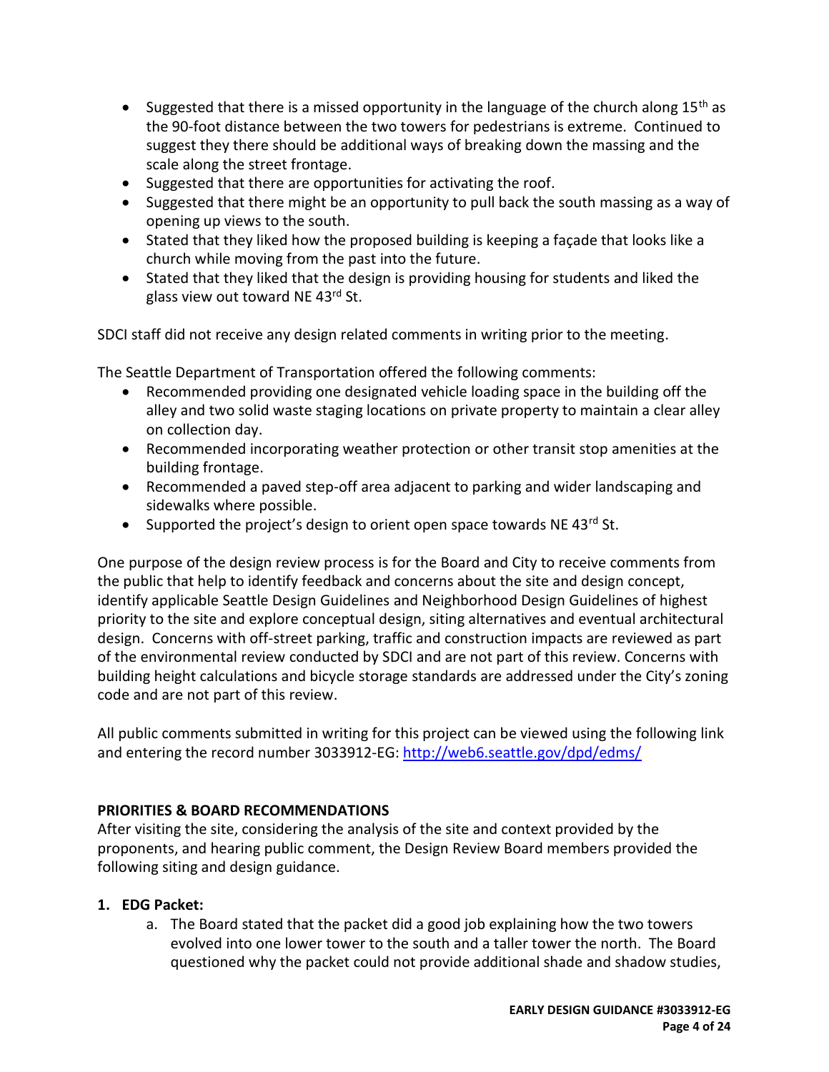- Suggested that there is a missed opportunity in the language of the church along 15th as the 90-foot distance between the two towers for pedestrians is extreme. Continued to suggest they there should be additional ways of breaking down the massing and the scale along the street frontage.
- Suggested that there are opportunities for activating the roof.
- Suggested that there might be an opportunity to pull back the south massing as a way of opening up views to the south.
- Stated that they liked how the proposed building is keeping a façade that looks like a church while moving from the past into the future.
- Stated that they liked that the design is providing housing for students and liked the glass view out toward NE 43rd St.

SDCI staff did not receive any design related comments in writing prior to the meeting.

The Seattle Department of Transportation offered the following comments:

- Recommended providing one designated vehicle loading space in the building off the alley and two solid waste staging locations on private property to maintain a clear alley on collection day.
- Recommended incorporating weather protection or other transit stop amenities at the building frontage.
- Recommended a paved step-off area adjacent to parking and wider landscaping and sidewalks where possible.
- Supported the project's design to orient open space towards NE 43rd St.

One purpose of the design review process is for the Board and City to receive comments from the public that help to identify feedback and concerns about the site and design concept, identify applicable Seattle Design Guidelines and Neighborhood Design Guidelines of highest priority to the site and explore conceptual design, siting alternatives and eventual architectural design. Concerns with off-street parking, traffic and construction impacts are reviewed as part of the environmental review conducted by SDCI and are not part of this review. Concerns with building height calculations and bicycle storage standards are addressed under the City's zoning code and are not part of this review.

All public comments submitted in writing for this project can be viewed using the following link and entering the record number 3033912-EG: http://web6.seattle.gov/dpd/edms/

## PRIORITIES & BOARD RECOMMENDATIONS

After visiting the site, considering the analysis of the site and context provided by the proponents, and hearing public comment, the Design Review Board members provided the following siting and design guidance.

1. **EDG Packet:**
   a. The Board stated that the packet did a good job explaining how the two towers evolved into one lower tower to the south and a taller tower the north. The Board questioned why the packet could not provide additional shade and shadow studies,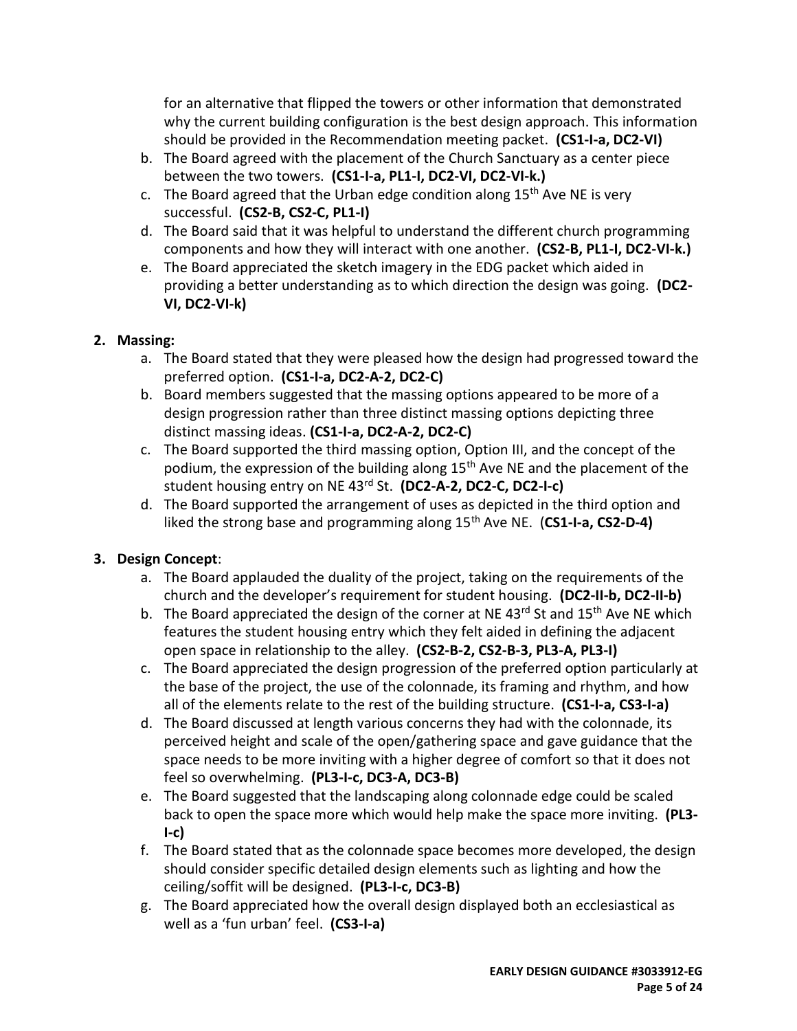for an alternative that flipped the towers or other information that demonstrated why the current building configuration is the best design approach. This information should be provided in the Recommendation meeting packet. **(CS1-I-a, DC2-VI)**

b. The Board agreed with the placement of the Church Sanctuary as a center piece between the two towers. **(CS1-I-a, PL1-I, DC2-VI, DC2-VI-k.)**
c. The Board agreed that the Urban edge condition along 15th Ave NE is very successful. **(CS2-B, CS2-C, PL1-I)**
d. The Board said that it was helpful to understand the different church programming components and how they will interact with one another. **(CS2-B, PL1-I, DC2-VI-k.)**
e. The Board appreciated the sketch imagery in the EDG packet which aided in providing a better understanding as to which direction the design was going. **(DC2-VI, DC2-VI-k)**

2. **Massing:**
   a. The Board stated that they were pleased how the design had progressed toward the preferred option. **(CS1-I-a, DC2-A-2, DC2-C)**
   b. Board members suggested that the massing options appeared to be more of a design progression rather than three distinct massing options depicting three distinct massing ideas. **(CS1-I-a, DC2-A-2, DC2-C)**
   c. The Board supported the third massing option, Option III, and the concept of the podium, the expression of the building along 15th Ave NE and the placement of the student housing entry on NE 43rd St. **(DC2-A-2, DC2-C, DC2-I-c)**
   d. The Board supported the arrangement of uses as depicted in the third option and liked the strong base and programming along 15th Ave NE. (**CS1-I-a, CS2-D-4)**

3. **Design Concept**:
   a. The Board applauded the duality of the project, taking on the requirements of the church and the developer's requirement for student housing. **(DC2-II-b, DC2-II-b)**
   b. The Board appreciated the design of the corner at NE 43rd St and 15th Ave NE which features the student housing entry which they felt aided in defining the adjacent open space in relationship to the alley. **(CS2-B-2, CS2-B-3, PL3-A, PL3-I)**
   c. The Board appreciated the design progression of the preferred option particularly at the base of the project, the use of the colonnade, its framing and rhythm, and how all of the elements relate to the rest of the building structure. **(CS1-I-a, CS3-I-a)**
   d. The Board discussed at length various concerns they had with the colonnade, its perceived height and scale of the open/gathering space and gave guidance that the space needs to be more inviting with a higher degree of comfort so that it does not feel so overwhelming. **(PL3-I-c, DC3-A, DC3-B)**
   e. The Board suggested that the landscaping along colonnade edge could be scaled back to open the space more which would help make the space more inviting. **(PL3-I-c)**
   f. The Board stated that as the colonnade space becomes more developed, the design should consider specific detailed design elements such as lighting and how the ceiling/soffit will be designed. **(PL3-I-c, DC3-B)**
   g. The Board appreciated how the overall design displayed both an ecclesiastical as well as a 'fun urban' feel. **(CS3-I-a)**

**EARLY DESIGN GUIDANCE #3033912-EG**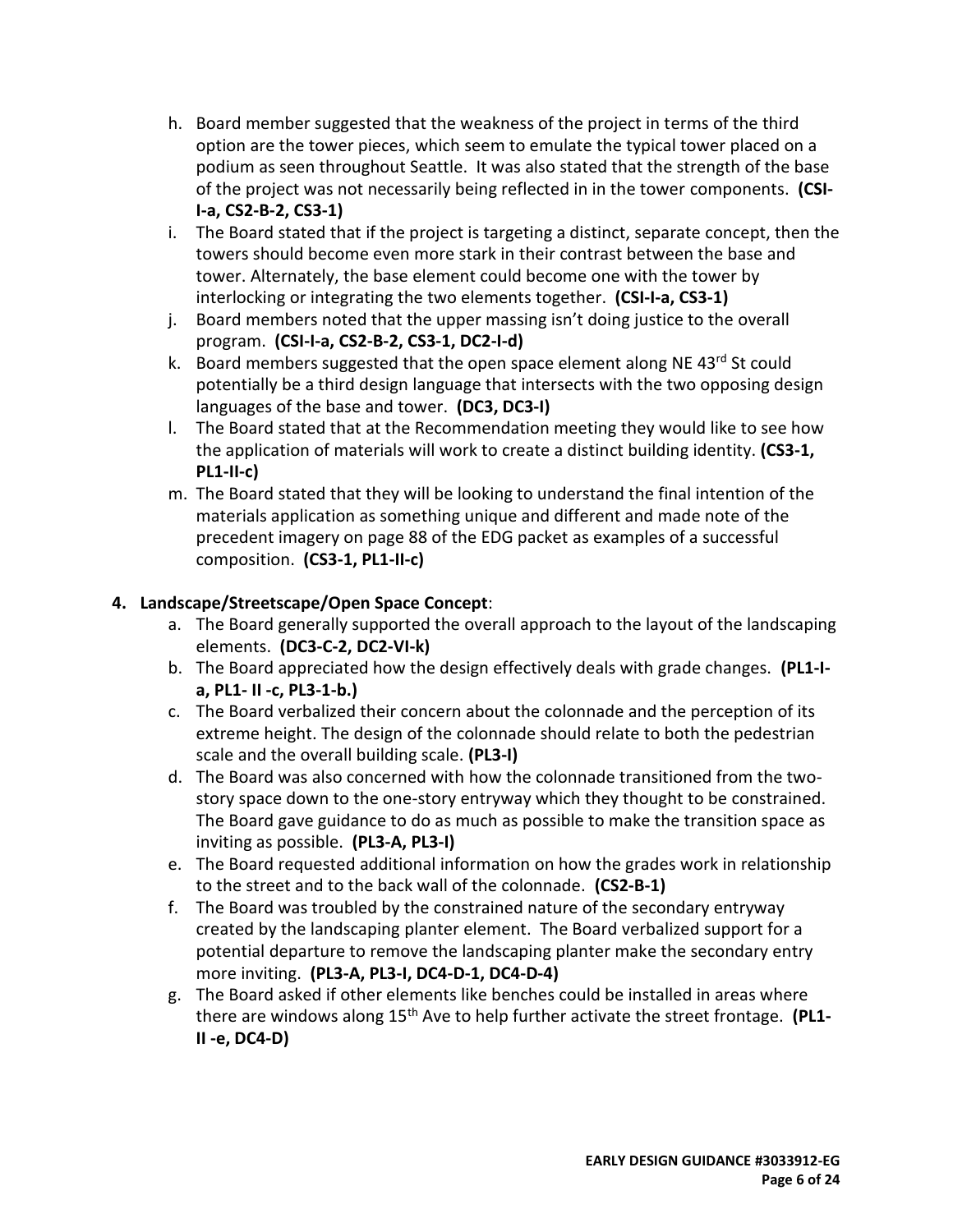h. Board member suggested that the weakness of the project in terms of the third option are the tower pieces, which seem to emulate the typical tower placed on a podium as seen throughout Seattle. It was also stated that the strength of the base of the project was not necessarily being reflected in in the tower components. **(CSI-I-a, CS2-B-2, CS3-1)**

i. The Board stated that if the project is targeting a distinct, separate concept, then the towers should become even more stark in their contrast between the base and tower. Alternately, the base element could become one with the tower by interlocking or integrating the two elements together. **(CSI-I-a, CS3-1)**

j. Board members noted that the upper massing isn't doing justice to the overall program. **(CSI-I-a, CS2-B-2, CS3-1, DC2-I-d)**

k. Board members suggested that the open space element along NE 43rd St could potentially be a third design language that intersects with the two opposing design languages of the base and tower. **(DC3, DC3-I)**

l. The Board stated that at the Recommendation meeting they would like to see how the application of materials will work to create a distinct building identity. **(CS3-1, PL1-II-c)**

m. The Board stated that they will be looking to understand the final intention of the materials application as something unique and different and made note of the precedent imagery on page 88 of the EDG packet as examples of a successful composition. **(CS3-1, PL1-II-c)**

4. **Landscape/Streetscape/Open Space Concept**:

   a. The Board generally supported the overall approach to the layout of the landscaping elements. **(DC3-C-2, DC2-VI-k)**

   b. The Board appreciated how the design effectively deals with grade changes. **(PL1-I-a, PL1- II -c, PL3-1-b.)**

   c. The Board verbalized their concern about the colonnade and the perception of its extreme height. The design of the colonnade should relate to both the pedestrian scale and the overall building scale. **(PL3-I)**

   d. The Board was also concerned with how the colonnade transitioned from the two-story space down to the one-story entryway which they thought to be constrained. The Board gave guidance to do as much as possible to make the transition space as inviting as possible. **(PL3-A, PL3-I)**

   e. The Board requested additional information on how the grades work in relationship to the street and to the back wall of the colonnade. **(CS2-B-1)**

   f. The Board was troubled by the constrained nature of the secondary entryway created by the landscaping planter element. The Board verbalized support for a potential departure to remove the landscaping planter make the secondary entry more inviting. **(PL3-A, PL3-I, DC4-D-1, DC4-D-4)**

   g. The Board asked if other elements like benches could be installed in areas where there are windows along 15th Ave to help further activate the street frontage. **(PL1-II -e, DC4-D)**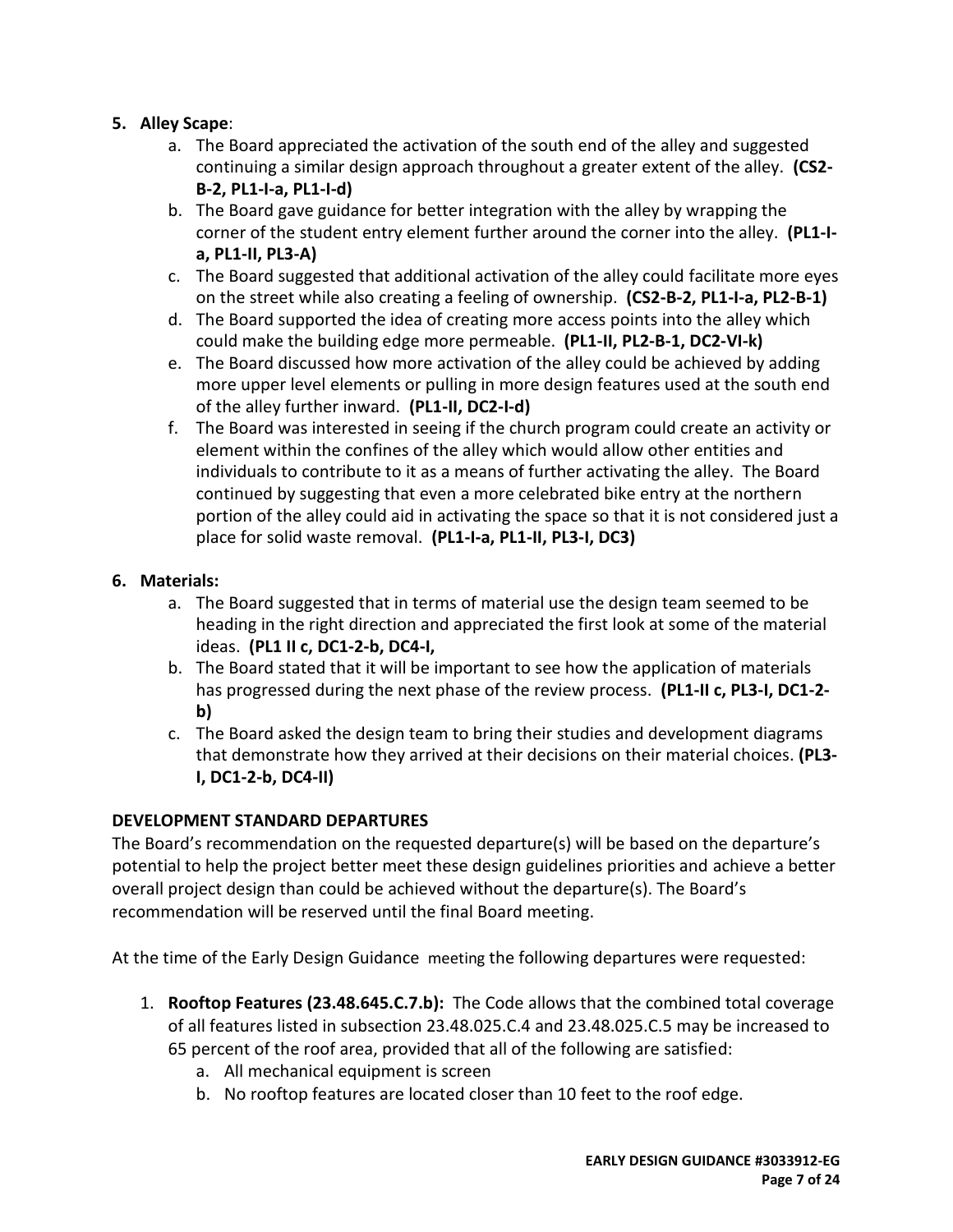5. **Alley Scape**:
    a. The Board appreciated the activation of the south end of the alley and suggested continuing a similar design approach throughout a greater extent of the alley. **(CS2-B-2, PL1-I-a, PL1-I-d)**
    b. The Board gave guidance for better integration with the alley by wrapping the corner of the student entry element further around the corner into the alley. **(PL1-I-a, PL1-II, PL3-A)**
    c. The Board suggested that additional activation of the alley could facilitate more eyes on the street while also creating a feeling of ownership. **(CS2-B-2, PL1-I-a, PL2-B-1)**
    d. The Board supported the idea of creating more access points into the alley which could make the building edge more permeable. **(PL1-II, PL2-B-1, DC2-VI-k)**
    e. The Board discussed how more activation of the alley could be achieved by adding more upper level elements or pulling in more design features used at the south end of the alley further inward. **(PL1-II, DC2-I-d)**
    f. The Board was interested in seeing if the church program could create an activity or element within the confines of the alley which would allow other entities and individuals to contribute to it as a means of further activating the alley. The Board continued by suggesting that even a more celebrated bike entry at the northern portion of the alley could aid in activating the space so that it is not considered just a place for solid waste removal. **(PL1-I-a, PL1-II, PL3-I, DC3)**

6. **Materials:**
    a. The Board suggested that in terms of material use the design team seemed to be heading in the right direction and appreciated the first look at some of the material ideas. **(PL1 II c, DC1-2-b, DC4-I,**
    b. The Board stated that it will be important to see how the application of materials has progressed during the next phase of the review process. **(PL1-II c, PL3-I, DC1-2-b)**
    c. The Board asked the design team to bring their studies and development diagrams that demonstrate how they arrived at their decisions on their material choices. **(PL3-I, DC1-2-b, DC4-II)**

**DEVELOPMENT STANDARD DEPARTURES**

The Board's recommendation on the requested departure(s) will be based on the departure's potential to help the project better meet these design guidelines priorities and achieve a better overall project design than could be achieved without the departure(s). The Board's recommendation will be reserved until the final Board meeting.

At the time of the Early Design Guidance meeting the following departures were requested:

1. **Rooftop Features (23.48.645.C.7.b):** The Code allows that the combined total coverage of all features listed in subsection 23.48.025.C.4 and 23.48.025.C.5 may be increased to 65 percent of the roof area, provided that all of the following are satisfied:
    a. All mechanical equipment is screen
    b. No rooftop features are located closer than 10 feet to the roof edge.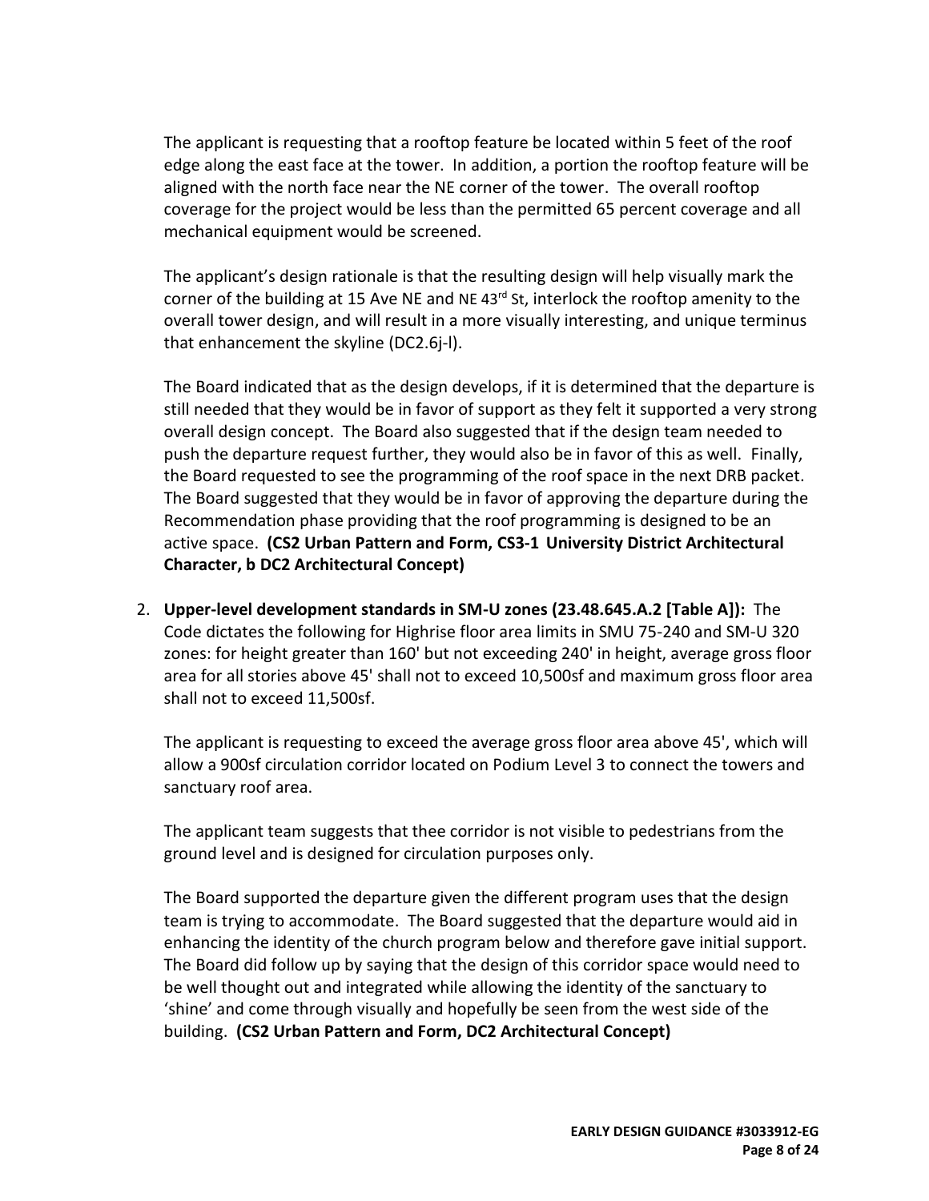The applicant is requesting that a rooftop feature be located within 5 feet of the roof edge along the east face at the tower. In addition, a portion the rooftop feature will be aligned with the north face near the NE corner of the tower. The overall rooftop coverage for the project would be less than the permitted 65 percent coverage and all mechanical equipment would be screened.

The applicant's design rationale is that the resulting design will help visually mark the corner of the building at 15 Ave NE and NE 43rd St, interlock the rooftop amenity to the overall tower design, and will result in a more visually interesting, and unique terminus that enhancement the skyline (DC2.6j-l).

The Board indicated that as the design develops, if it is determined that the departure is still needed that they would be in favor of support as they felt it supported a very strong overall design concept. The Board also suggested that if the design team needed to push the departure request further, they would also be in favor of this as well. Finally, the Board requested to see the programming of the roof space in the next DRB packet. The Board suggested that they would be in favor of approving the departure during the Recommendation phase providing that the roof programming is designed to be an active space. **(CS2 Urban Pattern and Form, CS3-1 University District Architectural Character, b DC2 Architectural Concept)**

2. **Upper-level development standards in SM-U zones (23.48.645.A.2 [Table A]):** The Code dictates the following for Highrise floor area limits in SMU 75-240 and SM-U 320 zones: for height greater than 160' but not exceeding 240' in height, average gross floor area for all stories above 45' shall not to exceed 10,500sf and maximum gross floor area shall not to exceed 11,500sf.

   The applicant is requesting to exceed the average gross floor area above 45', which will allow a 900sf circulation corridor located on Podium Level 3 to connect the towers and sanctuary roof area.

   The applicant team suggests that thee corridor is not visible to pedestrians from the ground level and is designed for circulation purposes only.

   The Board supported the departure given the different program uses that the design team is trying to accommodate. The Board suggested that the departure would aid in enhancing the identity of the church program below and therefore gave initial support. The Board did follow up by saying that the design of this corridor space would need to be well thought out and integrated while allowing the identity of the sanctuary to 'shine' and come through visually and hopefully be seen from the west side of the building. **(CS2 Urban Pattern and Form, DC2 Architectural Concept)**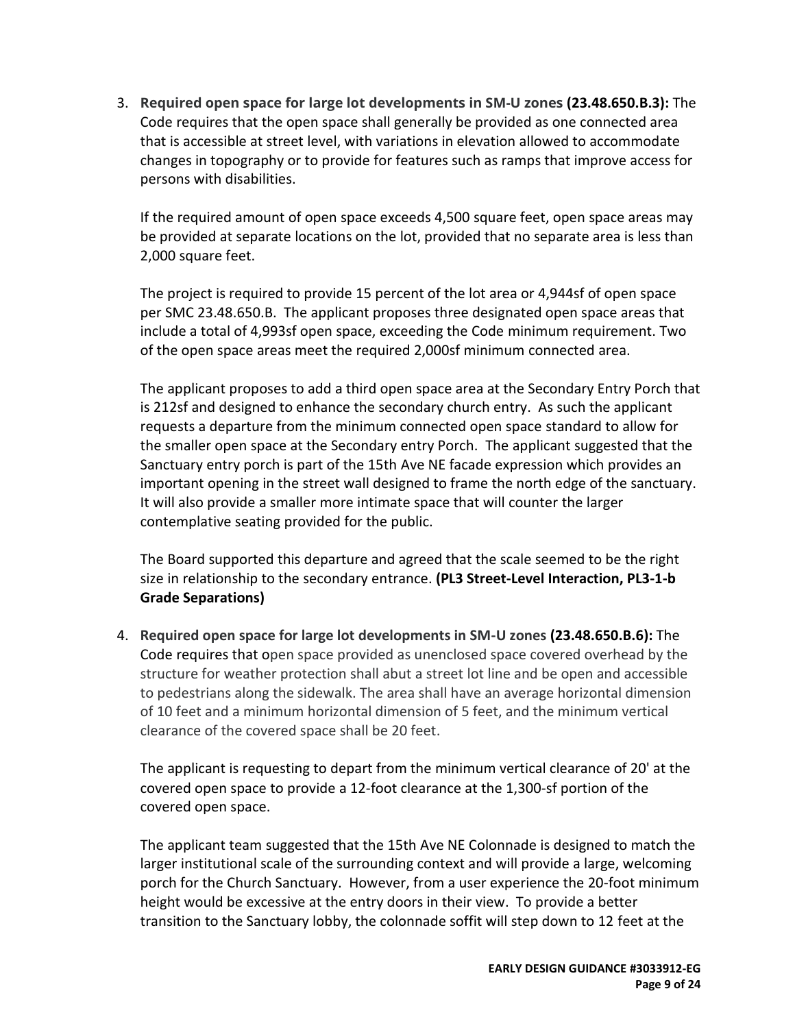3. **Required open space for large lot developments in SM-U zones (23.48.650.B.3):** The Code requires that the open space shall generally be provided as one connected area that is accessible at street level, with variations in elevation allowed to accommodate changes in topography or to provide for features such as ramps that improve access for persons with disabilities.

   If the required amount of open space exceeds 4,500 square feet, open space areas may be provided at separate locations on the lot, provided that no separate area is less than 2,000 square feet.

   The project is required to provide 15 percent of the lot area or 4,944sf of open space per SMC 23.48.650.B. The applicant proposes three designated open space areas that include a total of 4,993sf open space, exceeding the Code minimum requirement. Two of the open space areas meet the required 2,000sf minimum connected area.

   The applicant proposes to add a third open space area at the Secondary Entry Porch that is 212sf and designed to enhance the secondary church entry. As such the applicant requests a departure from the minimum connected open space standard to allow for the smaller open space at the Secondary entry Porch. The applicant suggested that the Sanctuary entry porch is part of the 15th Ave NE facade expression which provides an important opening in the street wall designed to frame the north edge of the sanctuary. It will also provide a smaller more intimate space that will counter the larger contemplative seating provided for the public.

   The Board supported this departure and agreed that the scale seemed to be the right size in relationship to the secondary entrance. **(PL3 Street-Level Interaction, PL3-1-b Grade Separations)**

4. **Required open space for large lot developments in SM-U zones (23.48.650.B.6):** The Code requires that open space provided as unenclosed space covered overhead by the structure for weather protection shall abut a street lot line and be open and accessible to pedestrians along the sidewalk. The area shall have an average horizontal dimension of 10 feet and a minimum horizontal dimension of 5 feet, and the minimum vertical clearance of the covered space shall be 20 feet.

   The applicant is requesting to depart from the minimum vertical clearance of 20' at the covered open space to provide a 12-foot clearance at the 1,300-sf portion of the covered open space.

   The applicant team suggested that the 15th Ave NE Colonnade is designed to match the larger institutional scale of the surrounding context and will provide a large, welcoming porch for the Church Sanctuary. However, from a user experience the 20-foot minimum height would be excessive at the entry doors in their view. To provide a better transition to the Sanctuary lobby, the colonnade soffit will step down to 12 feet at the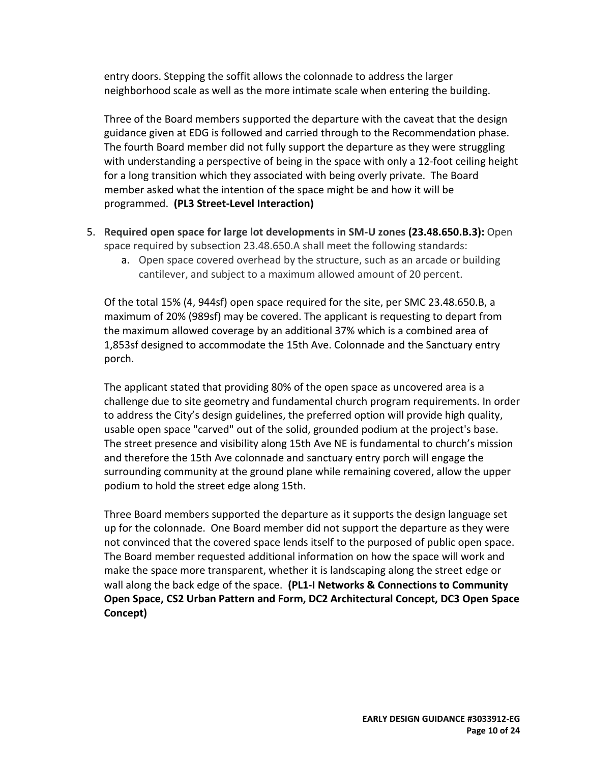entry doors. Stepping the soffit allows the colonnade to address the larger neighborhood scale as well as the more intimate scale when entering the building.

Three of the Board members supported the departure with the caveat that the design guidance given at EDG is followed and carried through to the Recommendation phase. The fourth Board member did not fully support the departure as they were struggling with understanding a perspective of being in the space with only a 12-foot ceiling height for a long transition which they associated with being overly private. The Board member asked what the intention of the space might be and how it will be programmed. **(PL3 Street-Level Interaction)**

5. **Required open space for large lot developments in SM-U zones (23.48.650.B.3):** Open space required by subsection 23.48.650.A shall meet the following standards:
   a. Open space covered overhead by the structure, such as an arcade or building cantilever, and subject to a maximum allowed amount of 20 percent.

   Of the total 15% (4, 944sf) open space required for the site, per SMC 23.48.650.B, a maximum of 20% (989sf) may be covered. The applicant is requesting to depart from the maximum allowed coverage by an additional 37% which is a combined area of 1,853sf designed to accommodate the 15th Ave. Colonnade and the Sanctuary entry porch.

   The applicant stated that providing 80% of the open space as uncovered area is a challenge due to site geometry and fundamental church program requirements. In order to address the City's design guidelines, the preferred option will provide high quality, usable open space "carved" out of the solid, grounded podium at the project's base. The street presence and visibility along 15th Ave NE is fundamental to church's mission and therefore the 15th Ave colonnade and sanctuary entry porch will engage the surrounding community at the ground plane while remaining covered, allow the upper podium to hold the street edge along 15th.

   Three Board members supported the departure as it supports the design language set up for the colonnade. One Board member did not support the departure as they were not convinced that the covered space lends itself to the purposed of public open space. The Board member requested additional information on how the space will work and make the space more transparent, whether it is landscaping along the street edge or wall along the back edge of the space. **(PL1-I Networks & Connections to Community Open Space, CS2 Urban Pattern and Form, DC2 Architectural Concept, DC3 Open Space Concept)**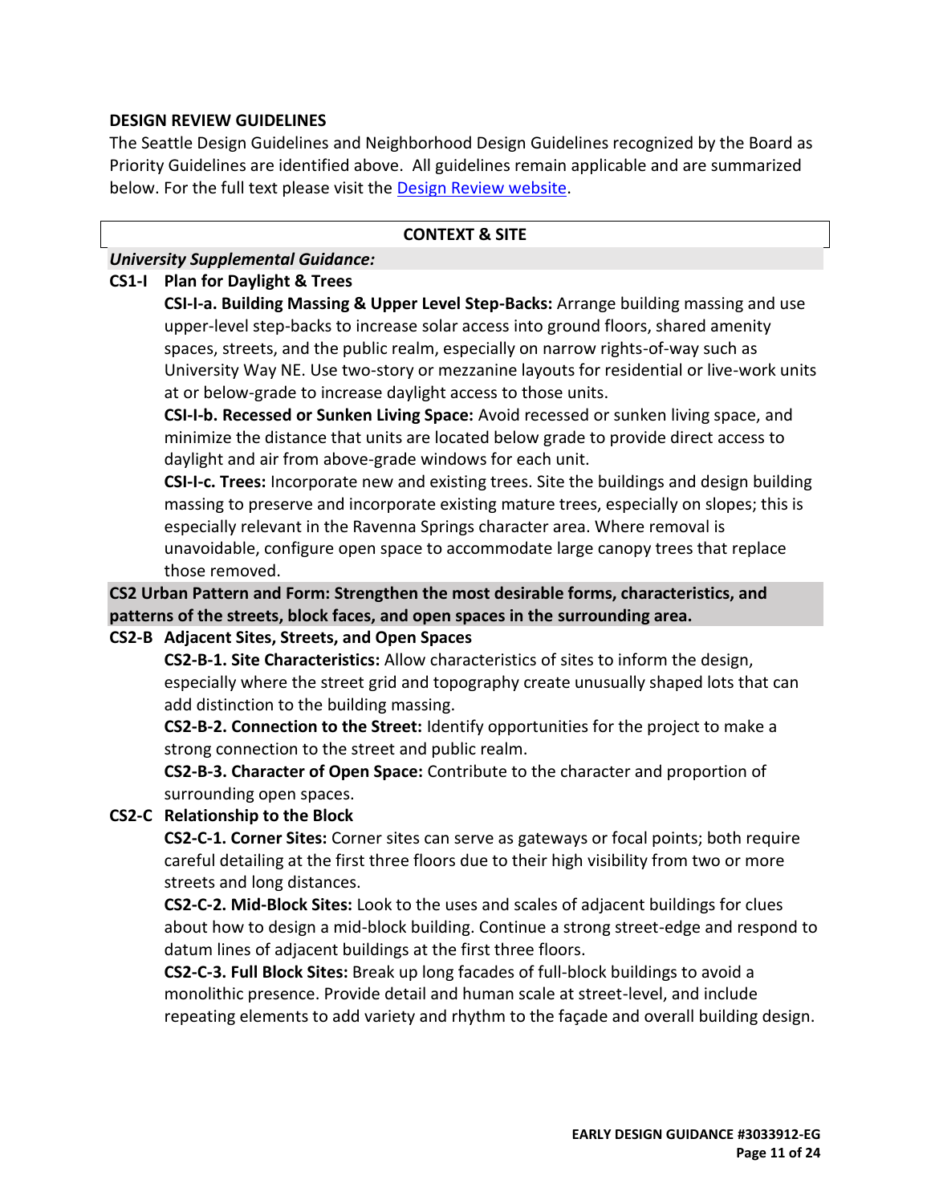## DESIGN REVIEW GUIDELINES

The Seattle Design Guidelines and Neighborhood Design Guidelines recognized by the Board as Priority Guidelines are identified above. All guidelines remain applicable and are summarized below. For the full text please visit the Design Review website.

### CONTEXT & SITE

***University Supplemental Guidance:***

**CS1-I Plan for Daylight & Trees**

**CSI-I-a. Building Massing & Upper Level Step-Backs:** Arrange building massing and use upper-level step-backs to increase solar access into ground floors, shared amenity spaces, streets, and the public realm, especially on narrow rights-of-way such as University Way NE. Use two-story or mezzanine layouts for residential or live-work units at or below-grade to increase daylight access to those units.

**CSI-I-b. Recessed or Sunken Living Space:** Avoid recessed or sunken living space, and minimize the distance that units are located below grade to provide direct access to daylight and air from above-grade windows for each unit.

**CSI-I-c. Trees:** Incorporate new and existing trees. Site the buildings and design building massing to preserve and incorporate existing mature trees, especially on slopes; this is especially relevant in the Ravenna Springs character area. Where removal is unavoidable, configure open space to accommodate large canopy trees that replace those removed.

**CS2 Urban Pattern and Form: Strengthen the most desirable forms, characteristics, and patterns of the streets, block faces, and open spaces in the surrounding area.**

**CS2-B Adjacent Sites, Streets, and Open Spaces**

**CS2-B-1. Site Characteristics:** Allow characteristics of sites to inform the design, especially where the street grid and topography create unusually shaped lots that can add distinction to the building massing.

**CS2-B-2. Connection to the Street:** Identify opportunities for the project to make a strong connection to the street and public realm.

**CS2-B-3. Character of Open Space:** Contribute to the character and proportion of surrounding open spaces.

**CS2-C Relationship to the Block**

**CS2-C-1. Corner Sites:** Corner sites can serve as gateways or focal points; both require careful detailing at the first three floors due to their high visibility from two or more streets and long distances.

**CS2-C-2. Mid-Block Sites:** Look to the uses and scales of adjacent buildings for clues about how to design a mid-block building. Continue a strong street-edge and respond to datum lines of adjacent buildings at the first three floors.

**CS2-C-3. Full Block Sites:** Break up long facades of full-block buildings to avoid a monolithic presence. Provide detail and human scale at street-level, and include repeating elements to add variety and rhythm to the façade and overall building design.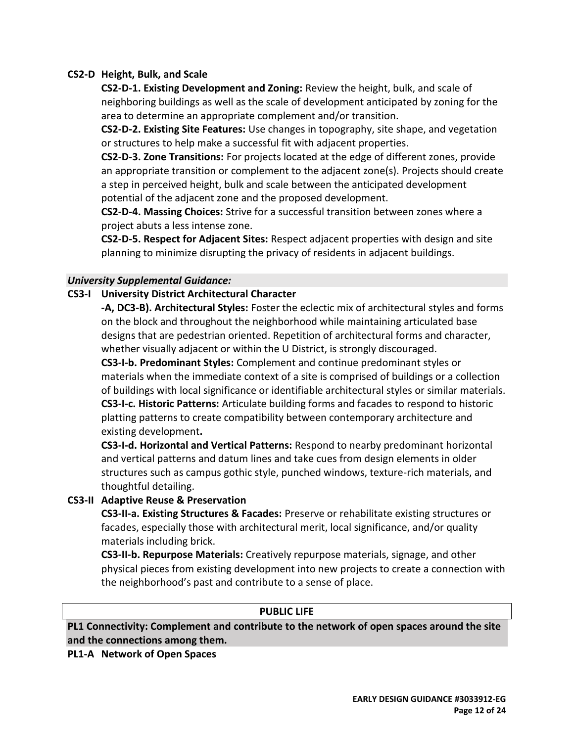**CS2-D Height, Bulk, and Scale**

**CS2-D-1. Existing Development and Zoning:** Review the height, bulk, and scale of neighboring buildings as well as the scale of development anticipated by zoning for the area to determine an appropriate complement and/or transition.

**CS2-D-2. Existing Site Features:** Use changes in topography, site shape, and vegetation or structures to help make a successful fit with adjacent properties.

**CS2-D-3. Zone Transitions:** For projects located at the edge of different zones, provide an appropriate transition or complement to the adjacent zone(s). Projects should create a step in perceived height, bulk and scale between the anticipated development potential of the adjacent zone and the proposed development.

**CS2-D-4. Massing Choices:** Strive for a successful transition between zones where a project abuts a less intense zone.

**CS2-D-5. Respect for Adjacent Sites:** Respect adjacent properties with design and site planning to minimize disrupting the privacy of residents in adjacent buildings.

***University Supplemental Guidance:***

**CS3-I University District Architectural Character**

**-A, DC3-B). Architectural Styles:** Foster the eclectic mix of architectural styles and forms on the block and throughout the neighborhood while maintaining articulated base designs that are pedestrian oriented. Repetition of architectural forms and character, whether visually adjacent or within the U District, is strongly discouraged.

**CS3-I-b. Predominant Styles:** Complement and continue predominant styles or materials when the immediate context of a site is comprised of buildings or a collection of buildings with local significance or identifiable architectural styles or similar materials.

**CS3-I-c. Historic Patterns:** Articulate building forms and facades to respond to historic platting patterns to create compatibility between contemporary architecture and existing development**.**

**CS3-I-d. Horizontal and Vertical Patterns:** Respond to nearby predominant horizontal and vertical patterns and datum lines and take cues from design elements in older structures such as campus gothic style, punched windows, texture-rich materials, and thoughtful detailing.

**CS3-II Adaptive Reuse & Preservation**

**CS3-II-a. Existing Structures & Facades:** Preserve or rehabilitate existing structures or facades, especially those with architectural merit, local significance, and/or quality materials including brick.

**CS3-II-b. Repurpose Materials:** Creatively repurpose materials, signage, and other physical pieces from existing development into new projects to create a connection with the neighborhood's past and contribute to a sense of place.

## PUBLIC LIFE

**PL1 Connectivity: Complement and contribute to the network of open spaces around the site and the connections among them.**

**PL1-A Network of Open Spaces**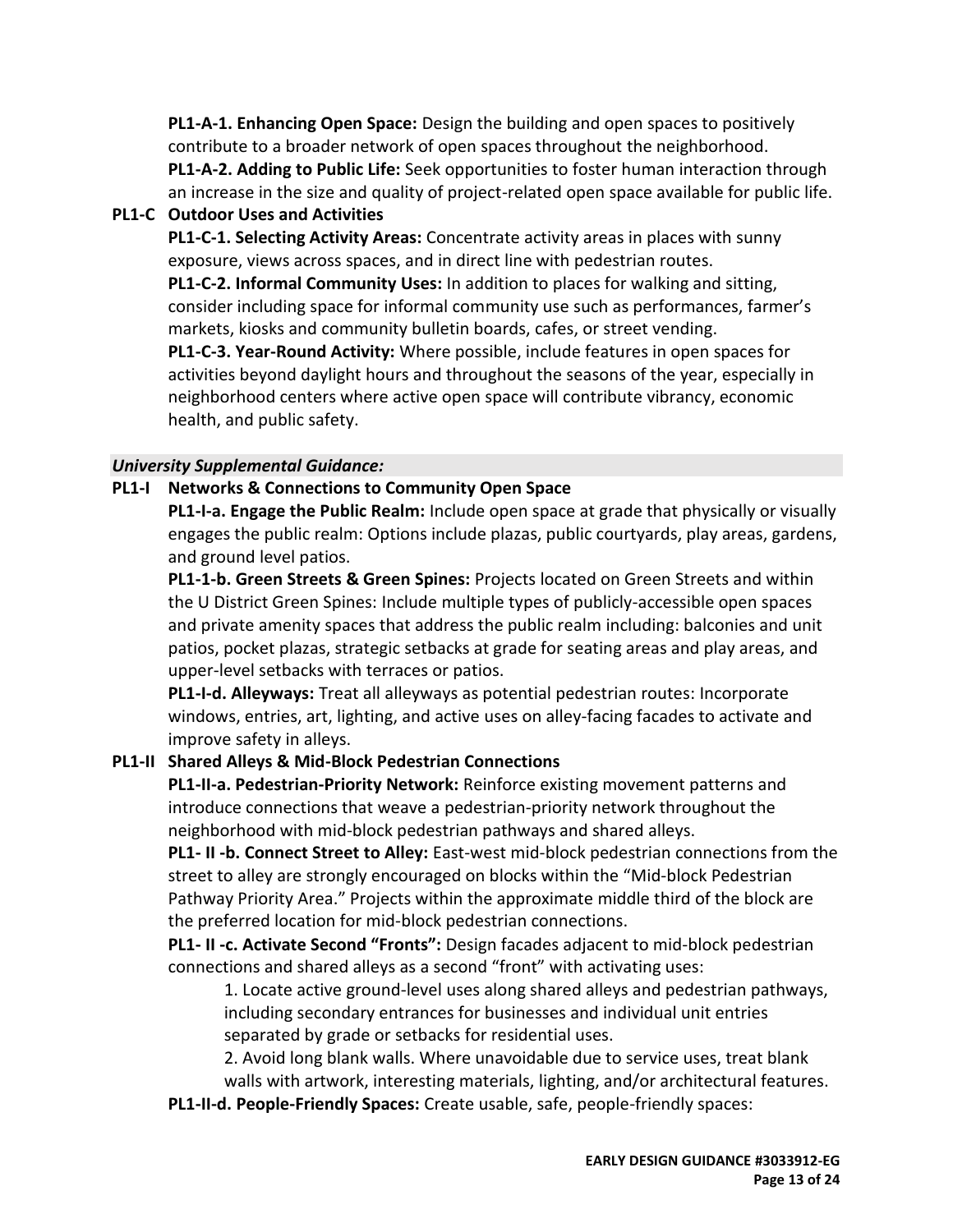**PL1-A-1. Enhancing Open Space:** Design the building and open spaces to positively contribute to a broader network of open spaces throughout the neighborhood.
**PL1-A-2. Adding to Public Life:** Seek opportunities to foster human interaction through an increase in the size and quality of project-related open space available for public life.

**PL1-C Outdoor Uses and Activities**

**PL1-C-1. Selecting Activity Areas:** Concentrate activity areas in places with sunny exposure, views across spaces, and in direct line with pedestrian routes.
**PL1-C-2. Informal Community Uses:** In addition to places for walking and sitting, consider including space for informal community use such as performances, farmer's markets, kiosks and community bulletin boards, cafes, or street vending.
**PL1-C-3. Year-Round Activity:** Where possible, include features in open spaces for activities beyond daylight hours and throughout the seasons of the year, especially in neighborhood centers where active open space will contribute vibrancy, economic health, and public safety.

***University Supplemental Guidance:***

**PL1-I Networks & Connections to Community Open Space**

**PL1-I-a. Engage the Public Realm:** Include open space at grade that physically or visually engages the public realm: Options include plazas, public courtyards, play areas, gardens, and ground level patios.
**PL1-1-b. Green Streets & Green Spines:** Projects located on Green Streets and within the U District Green Spines: Include multiple types of publicly-accessible open spaces and private amenity spaces that address the public realm including: balconies and unit patios, pocket plazas, strategic setbacks at grade for seating areas and play areas, and upper-level setbacks with terraces or patios.
**PL1-I-d. Alleyways:** Treat all alleyways as potential pedestrian routes: Incorporate windows, entries, art, lighting, and active uses on alley-facing facades to activate and improve safety in alleys.

**PL1-II Shared Alleys & Mid-Block Pedestrian Connections**

**PL1-II-a. Pedestrian-Priority Network:** Reinforce existing movement patterns and introduce connections that weave a pedestrian-priority network throughout the neighborhood with mid-block pedestrian pathways and shared alleys.
**PL1- II -b. Connect Street to Alley:** East-west mid-block pedestrian connections from the street to alley are strongly encouraged on blocks within the "Mid-block Pedestrian Pathway Priority Area." Projects within the approximate middle third of the block are the preferred location for mid-block pedestrian connections.
**PL1- II -c. Activate Second "Fronts":** Design facades adjacent to mid-block pedestrian connections and shared alleys as a second "front" with activating uses:

1. Locate active ground-level uses along shared alleys and pedestrian pathways, including secondary entrances for businesses and individual unit entries separated by grade or setbacks for residential uses.
2. Avoid long blank walls. Where unavoidable due to service uses, treat blank walls with artwork, interesting materials, lighting, and/or architectural features.

**PL1-II-d. People-Friendly Spaces:** Create usable, safe, people-friendly spaces: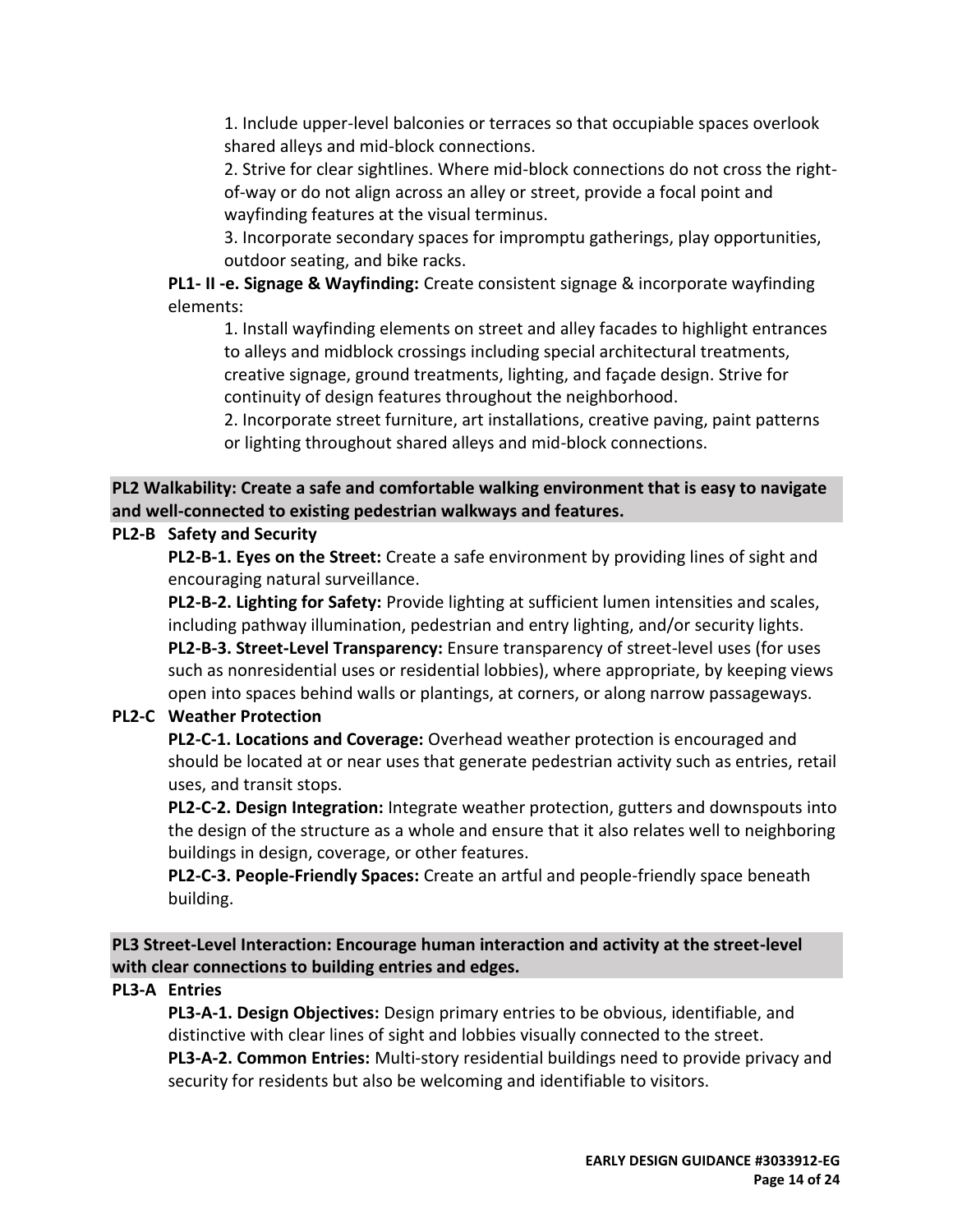1. Include upper-level balconies or terraces so that occupiable spaces overlook shared alleys and mid-block connections.
2. Strive for clear sightlines. Where mid-block connections do not cross the right-of-way or do not align across an alley or street, provide a focal point and wayfinding features at the visual terminus.
3. Incorporate secondary spaces for impromptu gatherings, play opportunities, outdoor seating, and bike racks.

**PL1- II -e. Signage & Wayfinding:** Create consistent signage & incorporate wayfinding elements:

1. Install wayfinding elements on street and alley facades to highlight entrances to alleys and midblock crossings including special architectural treatments, creative signage, ground treatments, lighting, and façade design. Strive for continuity of design features throughout the neighborhood.
2. Incorporate street furniture, art installations, creative paving, paint patterns or lighting throughout shared alleys and mid-block connections.

**PL2 Walkability: Create a safe and comfortable walking environment that is easy to navigate and well-connected to existing pedestrian walkways and features.**

**PL2-B Safety and Security**

**PL2-B-1. Eyes on the Street:** Create a safe environment by providing lines of sight and encouraging natural surveillance.

**PL2-B-2. Lighting for Safety:** Provide lighting at sufficient lumen intensities and scales, including pathway illumination, pedestrian and entry lighting, and/or security lights.

**PL2-B-3. Street-Level Transparency:** Ensure transparency of street-level uses (for uses such as nonresidential uses or residential lobbies), where appropriate, by keeping views open into spaces behind walls or plantings, at corners, or along narrow passageways.

**PL2-C Weather Protection**

**PL2-C-1. Locations and Coverage:** Overhead weather protection is encouraged and should be located at or near uses that generate pedestrian activity such as entries, retail uses, and transit stops.

**PL2-C-2. Design Integration:** Integrate weather protection, gutters and downspouts into the design of the structure as a whole and ensure that it also relates well to neighboring buildings in design, coverage, or other features.

**PL2-C-3. People-Friendly Spaces:** Create an artful and people-friendly space beneath building.

**PL3 Street-Level Interaction: Encourage human interaction and activity at the street-level with clear connections to building entries and edges.**

**PL3-A Entries**

**PL3-A-1. Design Objectives:** Design primary entries to be obvious, identifiable, and distinctive with clear lines of sight and lobbies visually connected to the street.

**PL3-A-2. Common Entries:** Multi-story residential buildings need to provide privacy and security for residents but also be welcoming and identifiable to visitors.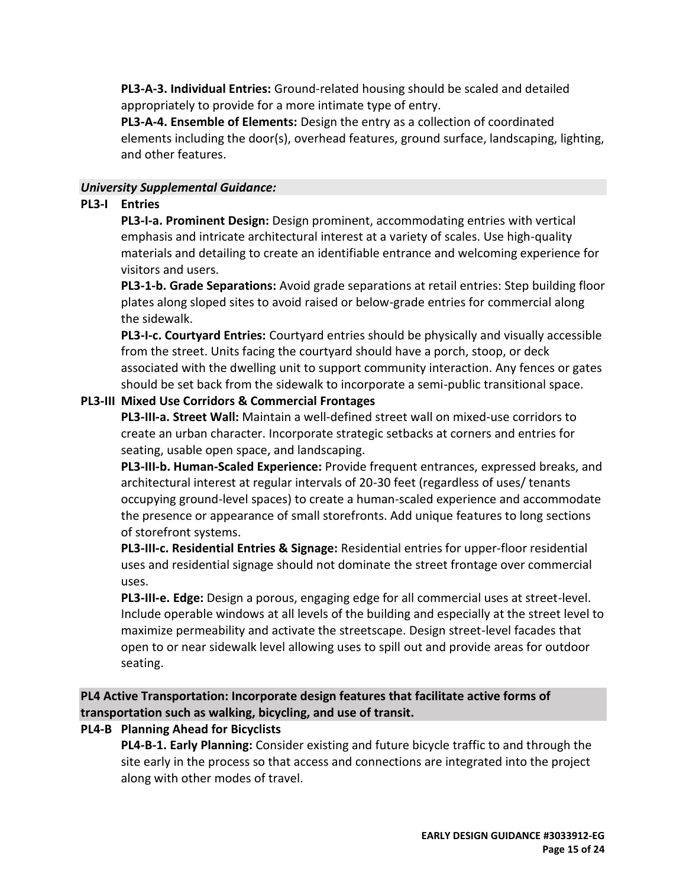**PL3-A-3. Individual Entries:** Ground-related housing should be scaled and detailed appropriately to provide for a more intimate type of entry.

**PL3-A-4. Ensemble of Elements:** Design the entry as a collection of coordinated elements including the door(s), overhead features, ground surface, landscaping, lighting, and other features.

***University Supplemental Guidance:***

**PL3-I Entries**

**PL3-I-a. Prominent Design:** Design prominent, accommodating entries with vertical emphasis and intricate architectural interest at a variety of scales. Use high-quality materials and detailing to create an identifiable entrance and welcoming experience for visitors and users.

**PL3-1-b. Grade Separations:** Avoid grade separations at retail entries: Step building floor plates along sloped sites to avoid raised or below-grade entries for commercial along the sidewalk.

**PL3-I-c. Courtyard Entries:** Courtyard entries should be physically and visually accessible from the street. Units facing the courtyard should have a porch, stoop, or deck associated with the dwelling unit to support community interaction. Any fences or gates should be set back from the sidewalk to incorporate a semi-public transitional space.

**PL3-III Mixed Use Corridors & Commercial Frontages**

**PL3-III-a. Street Wall:** Maintain a well-defined street wall on mixed-use corridors to create an urban character. Incorporate strategic setbacks at corners and entries for seating, usable open space, and landscaping.

**PL3-III-b. Human-Scaled Experience:** Provide frequent entrances, expressed breaks, and architectural interest at regular intervals of 20-30 feet (regardless of uses/ tenants occupying ground-level spaces) to create a human-scaled experience and accommodate the presence or appearance of small storefronts. Add unique features to long sections of storefront systems.

**PL3-III-c. Residential Entries & Signage:** Residential entries for upper-floor residential uses and residential signage should not dominate the street frontage over commercial uses.

**PL3-III-e. Edge:** Design a porous, engaging edge for all commercial uses at street-level. Include operable windows at all levels of the building and especially at the street level to maximize permeability and activate the streetscape. Design street-level facades that open to or near sidewalk level allowing uses to spill out and provide areas for outdoor seating.

**PL4 Active Transportation: Incorporate design features that facilitate active forms of transportation such as walking, bicycling, and use of transit.**

**PL4-B Planning Ahead for Bicyclists**

**PL4-B-1. Early Planning:** Consider existing and future bicycle traffic to and through the site early in the process so that access and connections are integrated into the project along with other modes of travel.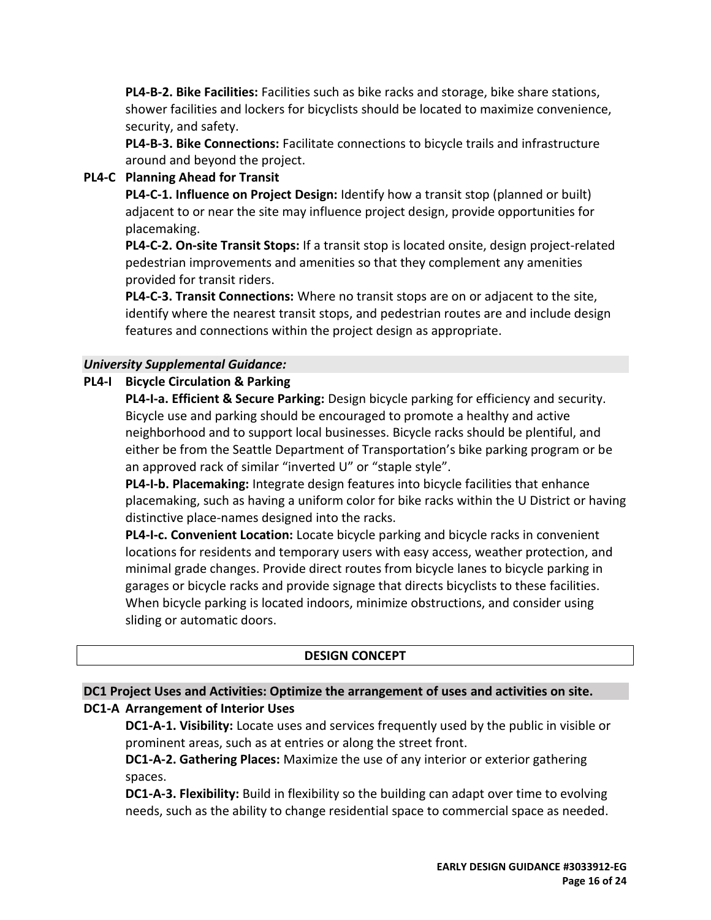**PL4-B-2. Bike Facilities:** Facilities such as bike racks and storage, bike share stations, shower facilities and lockers for bicyclists should be located to maximize convenience, security, and safety.

**PL4-B-3. Bike Connections:** Facilitate connections to bicycle trails and infrastructure around and beyond the project.

**PL4-C Planning Ahead for Transit**

**PL4-C-1. Influence on Project Design:** Identify how a transit stop (planned or built) adjacent to or near the site may influence project design, provide opportunities for placemaking.

**PL4-C-2. On-site Transit Stops:** If a transit stop is located onsite, design project-related pedestrian improvements and amenities so that they complement any amenities provided for transit riders.

**PL4-C-3. Transit Connections:** Where no transit stops are on or adjacent to the site, identify where the nearest transit stops, and pedestrian routes are and include design features and connections within the project design as appropriate.

***University Supplemental Guidance:***

**PL4-I Bicycle Circulation & Parking**

**PL4-I-a. Efficient & Secure Parking:** Design bicycle parking for efficiency and security. Bicycle use and parking should be encouraged to promote a healthy and active neighborhood and to support local businesses. Bicycle racks should be plentiful, and either be from the Seattle Department of Transportation's bike parking program or be an approved rack of similar "inverted U" or "staple style".

**PL4-I-b. Placemaking:** Integrate design features into bicycle facilities that enhance placemaking, such as having a uniform color for bike racks within the U District or having distinctive place-names designed into the racks.

**PL4-I-c. Convenient Location:** Locate bicycle parking and bicycle racks in convenient locations for residents and temporary users with easy access, weather protection, and minimal grade changes. Provide direct routes from bicycle lanes to bicycle parking in garages or bicycle racks and provide signage that directs bicyclists to these facilities. When bicycle parking is located indoors, minimize obstructions, and consider using sliding or automatic doors.

## DESIGN CONCEPT

### DC1 Project Uses and Activities: Optimize the arrangement of uses and activities on site.

**DC1-A Arrangement of Interior Uses**

**DC1-A-1. Visibility:** Locate uses and services frequently used by the public in visible or prominent areas, such as at entries or along the street front.

**DC1-A-2. Gathering Places:** Maximize the use of any interior or exterior gathering spaces.

**DC1-A-3. Flexibility:** Build in flexibility so the building can adapt over time to evolving needs, such as the ability to change residential space to commercial space as needed.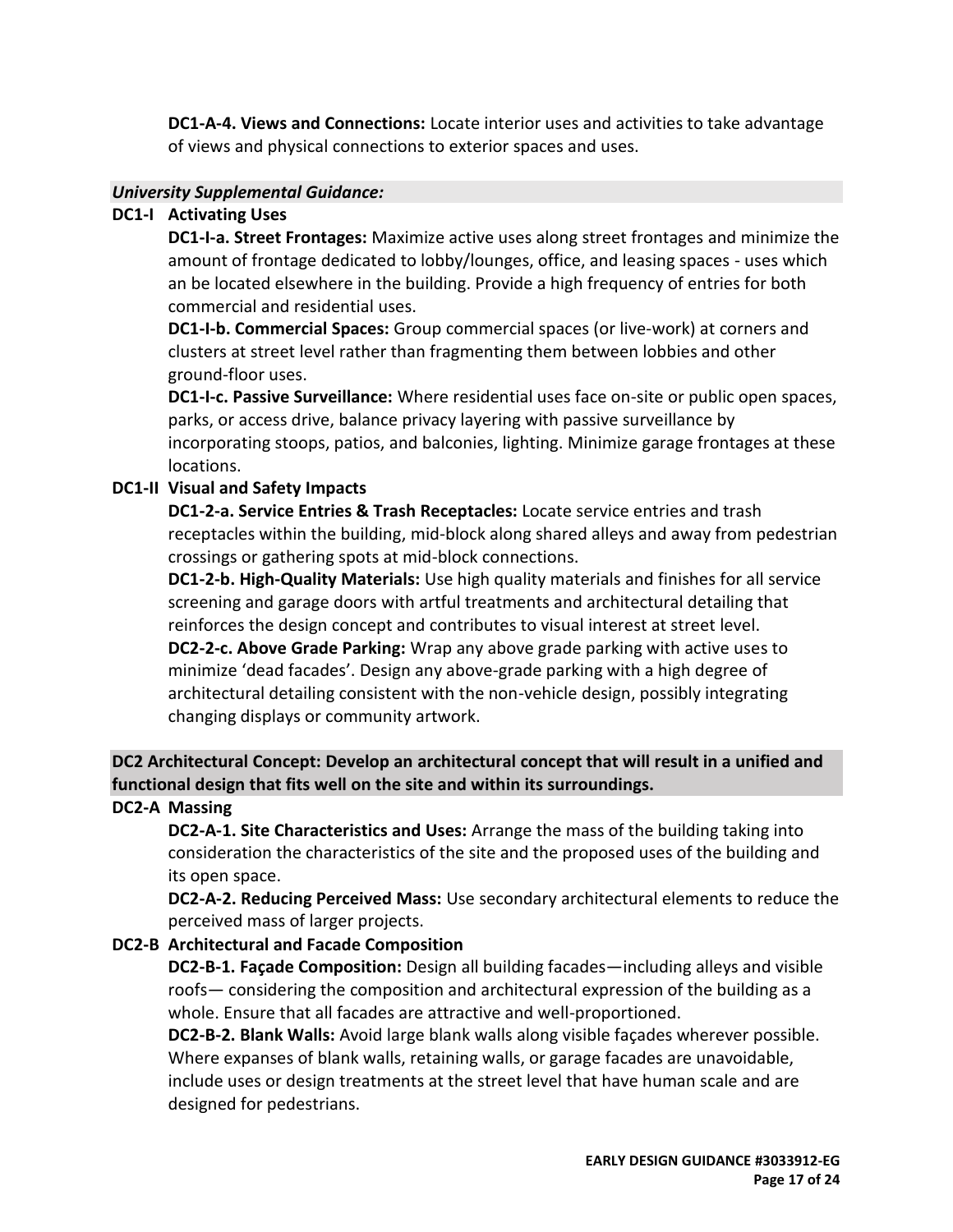**DC1-A-4. Views and Connections:** Locate interior uses and activities to take advantage of views and physical connections to exterior spaces and uses.

***University Supplemental Guidance:***

**DC1-I Activating Uses**

**DC1-I-a. Street Frontages:** Maximize active uses along street frontages and minimize the amount of frontage dedicated to lobby/lounges, office, and leasing spaces - uses which an be located elsewhere in the building. Provide a high frequency of entries for both commercial and residential uses.

**DC1-I-b. Commercial Spaces:** Group commercial spaces (or live-work) at corners and clusters at street level rather than fragmenting them between lobbies and other ground-floor uses.

**DC1-I-c. Passive Surveillance:** Where residential uses face on-site or public open spaces, parks, or access drive, balance privacy layering with passive surveillance by incorporating stoops, patios, and balconies, lighting. Minimize garage frontages at these locations.

**DC1-II Visual and Safety Impacts**

**DC1-2-a. Service Entries & Trash Receptacles:** Locate service entries and trash receptacles within the building, mid-block along shared alleys and away from pedestrian crossings or gathering spots at mid-block connections.

**DC1-2-b. High-Quality Materials:** Use high quality materials and finishes for all service screening and garage doors with artful treatments and architectural detailing that reinforces the design concept and contributes to visual interest at street level.

**DC2-2-c. Above Grade Parking:** Wrap any above grade parking with active uses to minimize 'dead facades'. Design any above-grade parking with a high degree of architectural detailing consistent with the non-vehicle design, possibly integrating changing displays or community artwork.

**DC2 Architectural Concept: Develop an architectural concept that will result in a unified and functional design that fits well on the site and within its surroundings.**

**DC2-A Massing**

**DC2-A-1. Site Characteristics and Uses:** Arrange the mass of the building taking into consideration the characteristics of the site and the proposed uses of the building and its open space.

**DC2-A-2. Reducing Perceived Mass:** Use secondary architectural elements to reduce the perceived mass of larger projects.

**DC2-B Architectural and Facade Composition**

**DC2-B-1. Façade Composition:** Design all building facades—including alleys and visible roofs— considering the composition and architectural expression of the building as a whole. Ensure that all facades are attractive and well-proportioned.

**DC2-B-2. Blank Walls:** Avoid large blank walls along visible façades wherever possible. Where expanses of blank walls, retaining walls, or garage facades are unavoidable, include uses or design treatments at the street level that have human scale and are designed for pedestrians.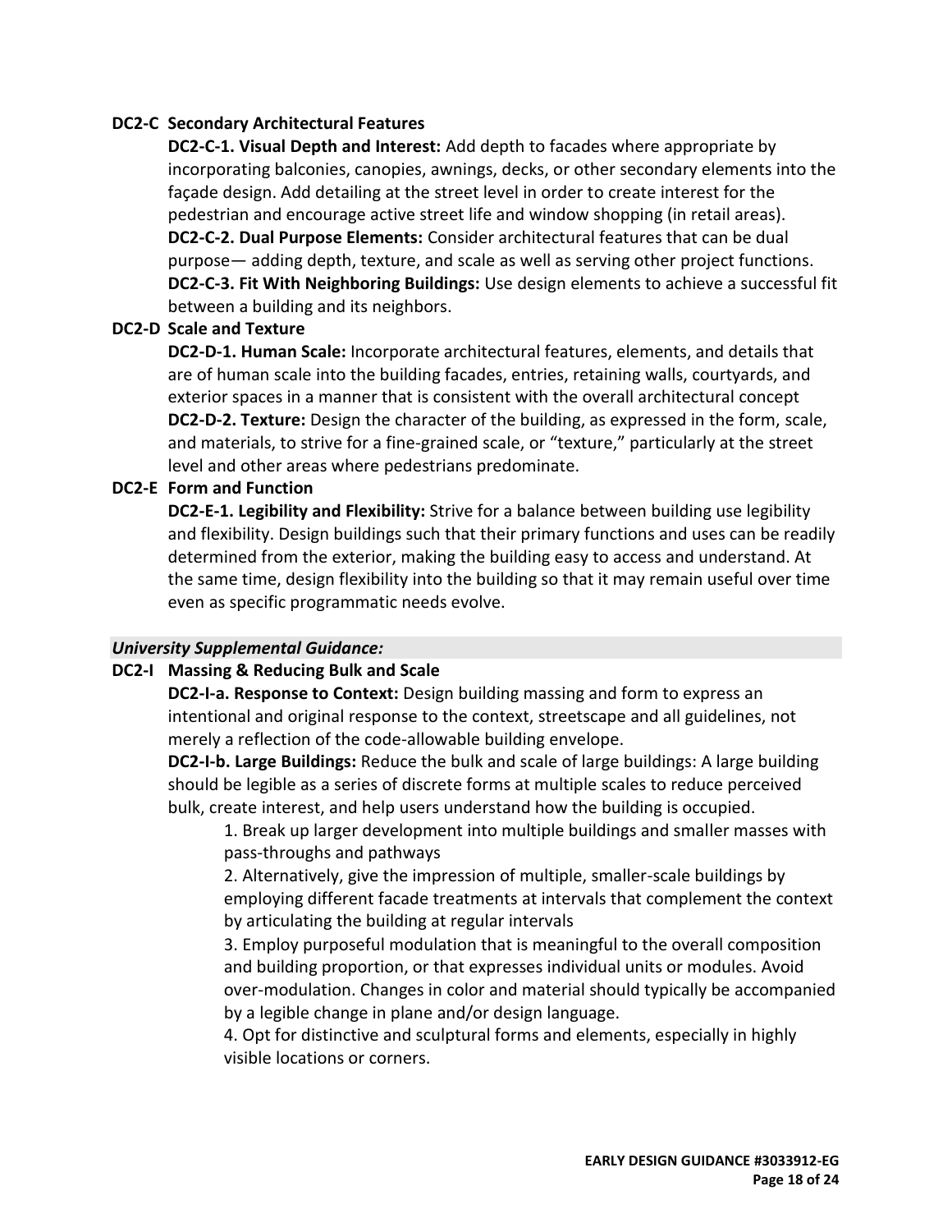### DC2-C Secondary Architectural Features

**DC2-C-1. Visual Depth and Interest:** Add depth to facades where appropriate by incorporating balconies, canopies, awnings, decks, or other secondary elements into the façade design. Add detailing at the street level in order to create interest for the pedestrian and encourage active street life and window shopping (in retail areas).
**DC2-C-2. Dual Purpose Elements:** Consider architectural features that can be dual purpose— adding depth, texture, and scale as well as serving other project functions.
**DC2-C-3. Fit With Neighboring Buildings:** Use design elements to achieve a successful fit between a building and its neighbors.

### DC2-D Scale and Texture

**DC2-D-1. Human Scale:** Incorporate architectural features, elements, and details that are of human scale into the building facades, entries, retaining walls, courtyards, and exterior spaces in a manner that is consistent with the overall architectural concept
**DC2-D-2. Texture:** Design the character of the building, as expressed in the form, scale, and materials, to strive for a fine-grained scale, or "texture," particularly at the street level and other areas where pedestrians predominate.

### DC2-E Form and Function

**DC2-E-1. Legibility and Flexibility:** Strive for a balance between building use legibility and flexibility. Design buildings such that their primary functions and uses can be readily determined from the exterior, making the building easy to access and understand. At the same time, design flexibility into the building so that it may remain useful over time even as specific programmatic needs evolve.

***University Supplemental Guidance:***

### DC2-I Massing & Reducing Bulk and Scale

**DC2-I-a. Response to Context:** Design building massing and form to express an intentional and original response to the context, streetscape and all guidelines, not merely a reflection of the code-allowable building envelope.
**DC2-I-b. Large Buildings:** Reduce the bulk and scale of large buildings: A large building should be legible as a series of discrete forms at multiple scales to reduce perceived bulk, create interest, and help users understand how the building is occupied.

1. Break up larger development into multiple buildings and smaller masses with pass-throughs and pathways
2. Alternatively, give the impression of multiple, smaller-scale buildings by employing different facade treatments at intervals that complement the context by articulating the building at regular intervals
3. Employ purposeful modulation that is meaningful to the overall composition and building proportion, or that expresses individual units or modules. Avoid over-modulation. Changes in color and material should typically be accompanied by a legible change in plane and/or design language.
4. Opt for distinctive and sculptural forms and elements, especially in highly visible locations or corners.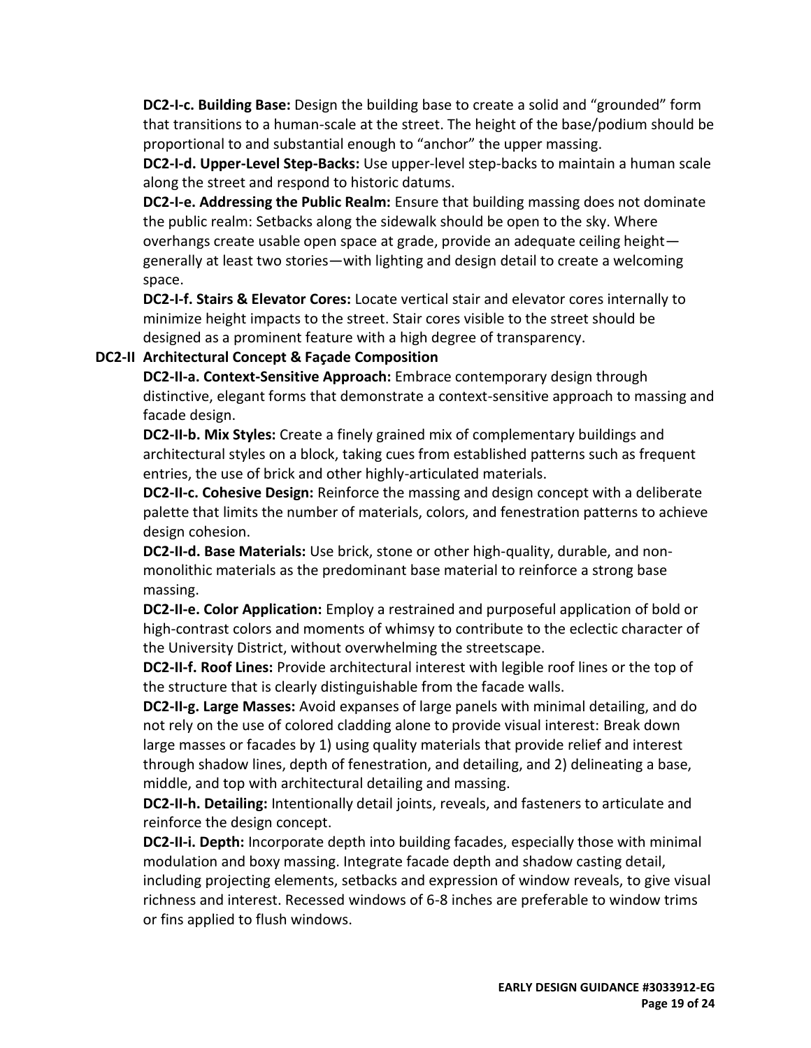**DC2-I-c. Building Base:** Design the building base to create a solid and "grounded" form that transitions to a human-scale at the street. The height of the base/podium should be proportional to and substantial enough to "anchor" the upper massing.

**DC2-I-d. Upper-Level Step-Backs:** Use upper-level step-backs to maintain a human scale along the street and respond to historic datums.

**DC2-I-e. Addressing the Public Realm:** Ensure that building massing does not dominate the public realm: Setbacks along the sidewalk should be open to the sky. Where overhangs create usable open space at grade, provide an adequate ceiling height—generally at least two stories—with lighting and design detail to create a welcoming space.

**DC2-I-f. Stairs & Elevator Cores:** Locate vertical stair and elevator cores internally to minimize height impacts to the street. Stair cores visible to the street should be designed as a prominent feature with a high degree of transparency.

**DC2-II Architectural Concept & Façade Composition**

**DC2-II-a. Context-Sensitive Approach:** Embrace contemporary design through distinctive, elegant forms that demonstrate a context-sensitive approach to massing and facade design.

**DC2-II-b. Mix Styles:** Create a finely grained mix of complementary buildings and architectural styles on a block, taking cues from established patterns such as frequent entries, the use of brick and other highly-articulated materials.

**DC2-II-c. Cohesive Design:** Reinforce the massing and design concept with a deliberate palette that limits the number of materials, colors, and fenestration patterns to achieve design cohesion.

**DC2-II-d. Base Materials:** Use brick, stone or other high-quality, durable, and non-monolithic materials as the predominant base material to reinforce a strong base massing.

**DC2-II-e. Color Application:** Employ a restrained and purposeful application of bold or high-contrast colors and moments of whimsy to contribute to the eclectic character of the University District, without overwhelming the streetscape.

**DC2-II-f. Roof Lines:** Provide architectural interest with legible roof lines or the top of the structure that is clearly distinguishable from the facade walls.

**DC2-II-g. Large Masses:** Avoid expanses of large panels with minimal detailing, and do not rely on the use of colored cladding alone to provide visual interest: Break down large masses or facades by 1) using quality materials that provide relief and interest through shadow lines, depth of fenestration, and detailing, and 2) delineating a base, middle, and top with architectural detailing and massing.

**DC2-II-h. Detailing:** Intentionally detail joints, reveals, and fasteners to articulate and reinforce the design concept.

**DC2-II-i. Depth:** Incorporate depth into building facades, especially those with minimal modulation and boxy massing. Integrate facade depth and shadow casting detail, including projecting elements, setbacks and expression of window reveals, to give visual richness and interest. Recessed windows of 6-8 inches are preferable to window trims or fins applied to flush windows.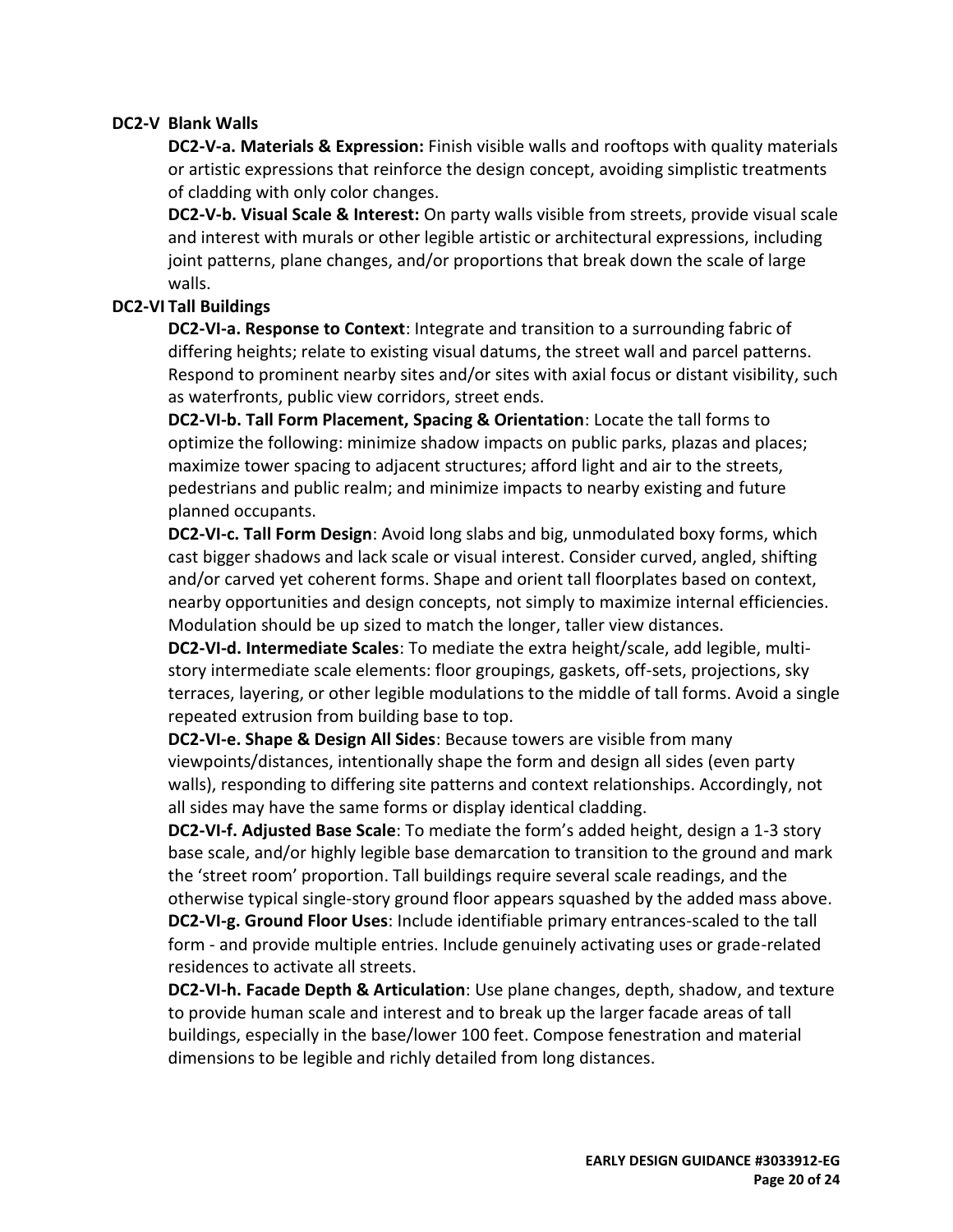**DC2-V Blank Walls**

**DC2-V-a. Materials & Expression:** Finish visible walls and rooftops with quality materials or artistic expressions that reinforce the design concept, avoiding simplistic treatments of cladding with only color changes.

**DC2-V-b. Visual Scale & Interest:** On party walls visible from streets, provide visual scale and interest with murals or other legible artistic or architectural expressions, including joint patterns, plane changes, and/or proportions that break down the scale of large walls.

**DC2-VI Tall Buildings**

**DC2-VI-a. Response to Context**: Integrate and transition to a surrounding fabric of differing heights; relate to existing visual datums, the street wall and parcel patterns. Respond to prominent nearby sites and/or sites with axial focus or distant visibility, such as waterfronts, public view corridors, street ends.

**DC2-VI-b. Tall Form Placement, Spacing & Orientation**: Locate the tall forms to optimize the following: minimize shadow impacts on public parks, plazas and places; maximize tower spacing to adjacent structures; afford light and air to the streets, pedestrians and public realm; and minimize impacts to nearby existing and future planned occupants.

**DC2-VI-c. Tall Form Design**: Avoid long slabs and big, unmodulated boxy forms, which cast bigger shadows and lack scale or visual interest. Consider curved, angled, shifting and/or carved yet coherent forms. Shape and orient tall floorplates based on context, nearby opportunities and design concepts, not simply to maximize internal efficiencies. Modulation should be up sized to match the longer, taller view distances.

**DC2-VI-d. Intermediate Scales**: To mediate the extra height/scale, add legible, multi-story intermediate scale elements: floor groupings, gaskets, off-sets, projections, sky terraces, layering, or other legible modulations to the middle of tall forms. Avoid a single repeated extrusion from building base to top.

**DC2-VI-e. Shape & Design All Sides**: Because towers are visible from many viewpoints/distances, intentionally shape the form and design all sides (even party walls), responding to differing site patterns and context relationships. Accordingly, not all sides may have the same forms or display identical cladding.

**DC2-VI-f. Adjusted Base Scale**: To mediate the form's added height, design a 1-3 story base scale, and/or highly legible base demarcation to transition to the ground and mark the 'street room' proportion. Tall buildings require several scale readings, and the otherwise typical single-story ground floor appears squashed by the added mass above.

**DC2-VI-g. Ground Floor Uses**: Include identifiable primary entrances-scaled to the tall form - and provide multiple entries. Include genuinely activating uses or grade-related residences to activate all streets.

**DC2-VI-h. Facade Depth & Articulation**: Use plane changes, depth, shadow, and texture to provide human scale and interest and to break up the larger facade areas of tall buildings, especially in the base/lower 100 feet. Compose fenestration and material dimensions to be legible and richly detailed from long distances.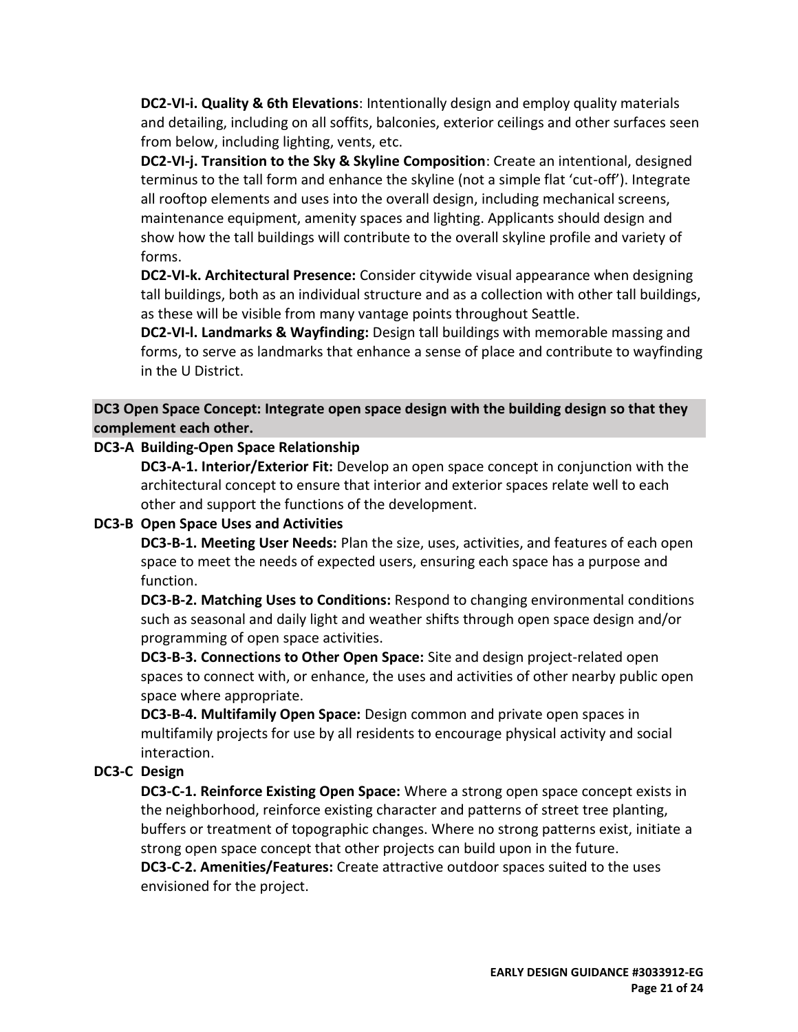**DC2-VI-i. Quality & 6th Elevations**: Intentionally design and employ quality materials and detailing, including on all soffits, balconies, exterior ceilings and other surfaces seen from below, including lighting, vents, etc.

**DC2-VI-j. Transition to the Sky & Skyline Composition**: Create an intentional, designed terminus to the tall form and enhance the skyline (not a simple flat 'cut-off'). Integrate all rooftop elements and uses into the overall design, including mechanical screens, maintenance equipment, amenity spaces and lighting. Applicants should design and show how the tall buildings will contribute to the overall skyline profile and variety of forms.

**DC2-VI-k. Architectural Presence:** Consider citywide visual appearance when designing tall buildings, both as an individual structure and as a collection with other tall buildings, as these will be visible from many vantage points throughout Seattle.

**DC2-VI-l. Landmarks & Wayfinding:** Design tall buildings with memorable massing and forms, to serve as landmarks that enhance a sense of place and contribute to wayfinding in the U District.

## DC3 Open Space Concept: Integrate open space design with the building design so that they complement each other.

**DC3-A Building-Open Space Relationship**

**DC3-A-1. Interior/Exterior Fit:** Develop an open space concept in conjunction with the architectural concept to ensure that interior and exterior spaces relate well to each other and support the functions of the development.

**DC3-B Open Space Uses and Activities**

**DC3-B-1. Meeting User Needs:** Plan the size, uses, activities, and features of each open space to meet the needs of expected users, ensuring each space has a purpose and function.

**DC3-B-2. Matching Uses to Conditions:** Respond to changing environmental conditions such as seasonal and daily light and weather shifts through open space design and/or programming of open space activities.

**DC3-B-3. Connections to Other Open Space:** Site and design project-related open spaces to connect with, or enhance, the uses and activities of other nearby public open space where appropriate.

**DC3-B-4. Multifamily Open Space:** Design common and private open spaces in multifamily projects for use by all residents to encourage physical activity and social interaction.

**DC3-C Design**

**DC3-C-1. Reinforce Existing Open Space:** Where a strong open space concept exists in the neighborhood, reinforce existing character and patterns of street tree planting, buffers or treatment of topographic changes. Where no strong patterns exist, initiate a strong open space concept that other projects can build upon in the future.

**DC3-C-2. Amenities/Features:** Create attractive outdoor spaces suited to the uses envisioned for the project.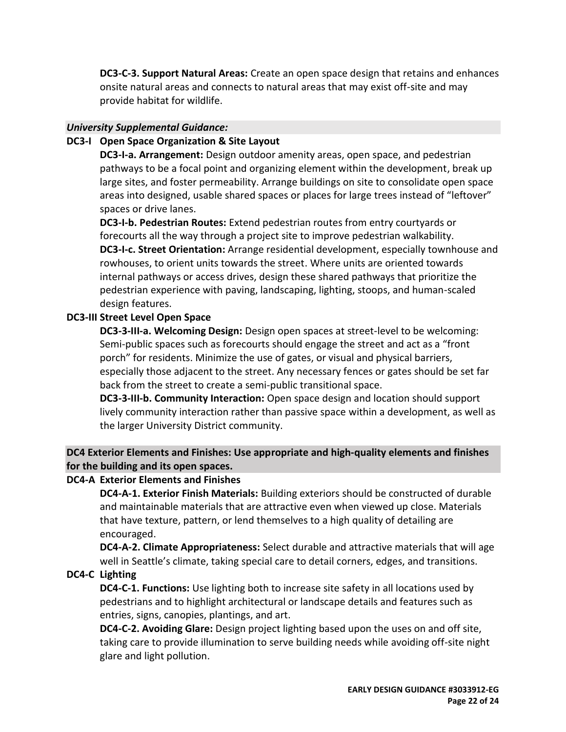**DC3-C-3. Support Natural Areas:** Create an open space design that retains and enhances onsite natural areas and connects to natural areas that may exist off-site and may provide habitat for wildlife.

***University Supplemental Guidance:***

**DC3-I Open Space Organization & Site Layout**

**DC3-I-a. Arrangement:** Design outdoor amenity areas, open space, and pedestrian pathways to be a focal point and organizing element within the development, break up large sites, and foster permeability. Arrange buildings on site to consolidate open space areas into designed, usable shared spaces or places for large trees instead of "leftover" spaces or drive lanes.

**DC3-I-b. Pedestrian Routes:** Extend pedestrian routes from entry courtyards or forecourts all the way through a project site to improve pedestrian walkability.

**DC3-I-c. Street Orientation:** Arrange residential development, especially townhouse and rowhouses, to orient units towards the street. Where units are oriented towards internal pathways or access drives, design these shared pathways that prioritize the pedestrian experience with paving, landscaping, lighting, stoops, and human-scaled design features.

**DC3-III Street Level Open Space**

**DC3-3-III-a. Welcoming Design:** Design open spaces at street-level to be welcoming: Semi-public spaces such as forecourts should engage the street and act as a "front porch" for residents. Minimize the use of gates, or visual and physical barriers, especially those adjacent to the street. Any necessary fences or gates should be set far back from the street to create a semi-public transitional space.

**DC3-3-III-b. Community Interaction:** Open space design and location should support lively community interaction rather than passive space within a development, as well as the larger University District community.

**DC4 Exterior Elements and Finishes: Use appropriate and high-quality elements and finishes for the building and its open spaces.**

**DC4-A Exterior Elements and Finishes**

**DC4-A-1. Exterior Finish Materials:** Building exteriors should be constructed of durable and maintainable materials that are attractive even when viewed up close. Materials that have texture, pattern, or lend themselves to a high quality of detailing are encouraged.

**DC4-A-2. Climate Appropriateness:** Select durable and attractive materials that will age well in Seattle's climate, taking special care to detail corners, edges, and transitions.

**DC4-C Lighting**

**DC4-C-1. Functions:** Use lighting both to increase site safety in all locations used by pedestrians and to highlight architectural or landscape details and features such as entries, signs, canopies, plantings, and art.

**DC4-C-2. Avoiding Glare:** Design project lighting based upon the uses on and off site, taking care to provide illumination to serve building needs while avoiding off-site night glare and light pollution.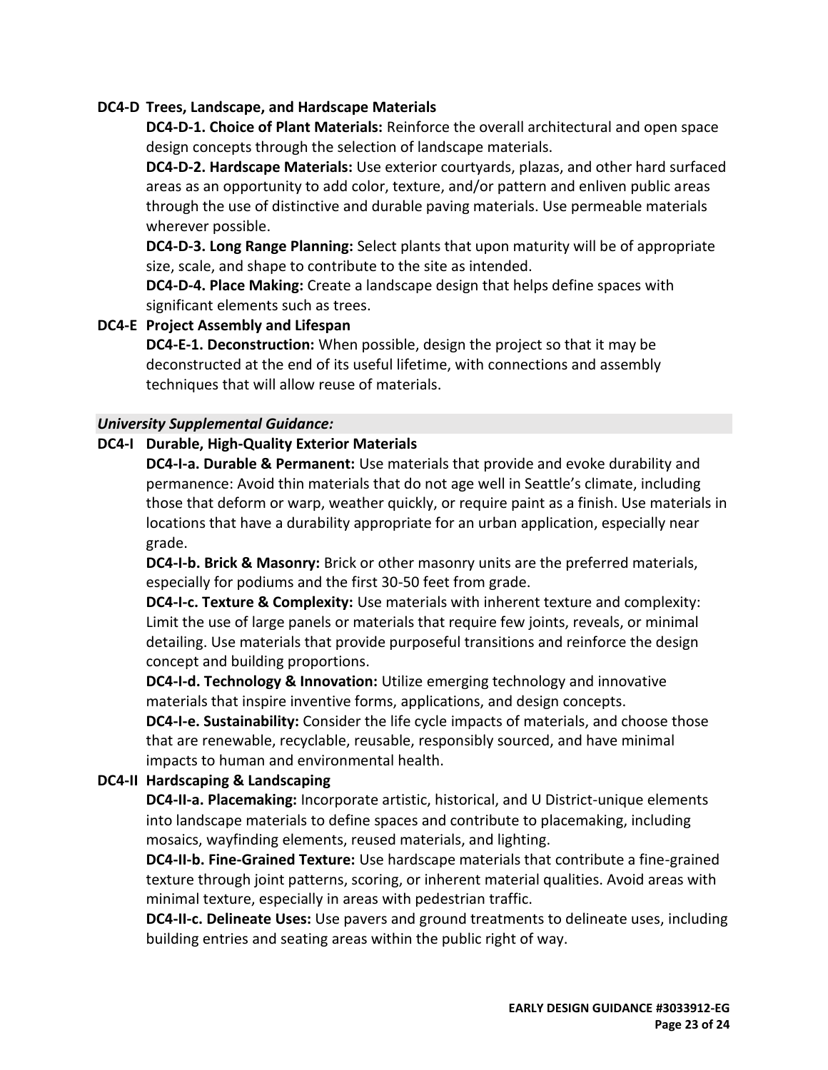**DC4-D Trees, Landscape, and Hardscape Materials**

**DC4-D-1. Choice of Plant Materials:** Reinforce the overall architectural and open space design concepts through the selection of landscape materials.

**DC4-D-2. Hardscape Materials:** Use exterior courtyards, plazas, and other hard surfaced areas as an opportunity to add color, texture, and/or pattern and enliven public areas through the use of distinctive and durable paving materials. Use permeable materials wherever possible.

**DC4-D-3. Long Range Planning:** Select plants that upon maturity will be of appropriate size, scale, and shape to contribute to the site as intended.

**DC4-D-4. Place Making:** Create a landscape design that helps define spaces with significant elements such as trees.

**DC4-E Project Assembly and Lifespan**

**DC4-E-1. Deconstruction:** When possible, design the project so that it may be deconstructed at the end of its useful lifetime, with connections and assembly techniques that will allow reuse of materials.

***University Supplemental Guidance:***

**DC4-I Durable, High-Quality Exterior Materials**

**DC4-I-a. Durable & Permanent:** Use materials that provide and evoke durability and permanence: Avoid thin materials that do not age well in Seattle's climate, including those that deform or warp, weather quickly, or require paint as a finish. Use materials in locations that have a durability appropriate for an urban application, especially near grade.

**DC4-I-b. Brick & Masonry:** Brick or other masonry units are the preferred materials, especially for podiums and the first 30-50 feet from grade.

**DC4-I-c. Texture & Complexity:** Use materials with inherent texture and complexity: Limit the use of large panels or materials that require few joints, reveals, or minimal detailing. Use materials that provide purposeful transitions and reinforce the design concept and building proportions.

**DC4-I-d. Technology & Innovation:** Utilize emerging technology and innovative materials that inspire inventive forms, applications, and design concepts.

**DC4-I-e. Sustainability:** Consider the life cycle impacts of materials, and choose those that are renewable, recyclable, reusable, responsibly sourced, and have minimal impacts to human and environmental health.

**DC4-II Hardscaping & Landscaping**

**DC4-II-a. Placemaking:** Incorporate artistic, historical, and U District-unique elements into landscape materials to define spaces and contribute to placemaking, including mosaics, wayfinding elements, reused materials, and lighting.

**DC4-II-b. Fine-Grained Texture:** Use hardscape materials that contribute a fine-grained texture through joint patterns, scoring, or inherent material qualities. Avoid areas with minimal texture, especially in areas with pedestrian traffic.

**DC4-II-c. Delineate Uses:** Use pavers and ground treatments to delineate uses, including building entries and seating areas within the public right of way.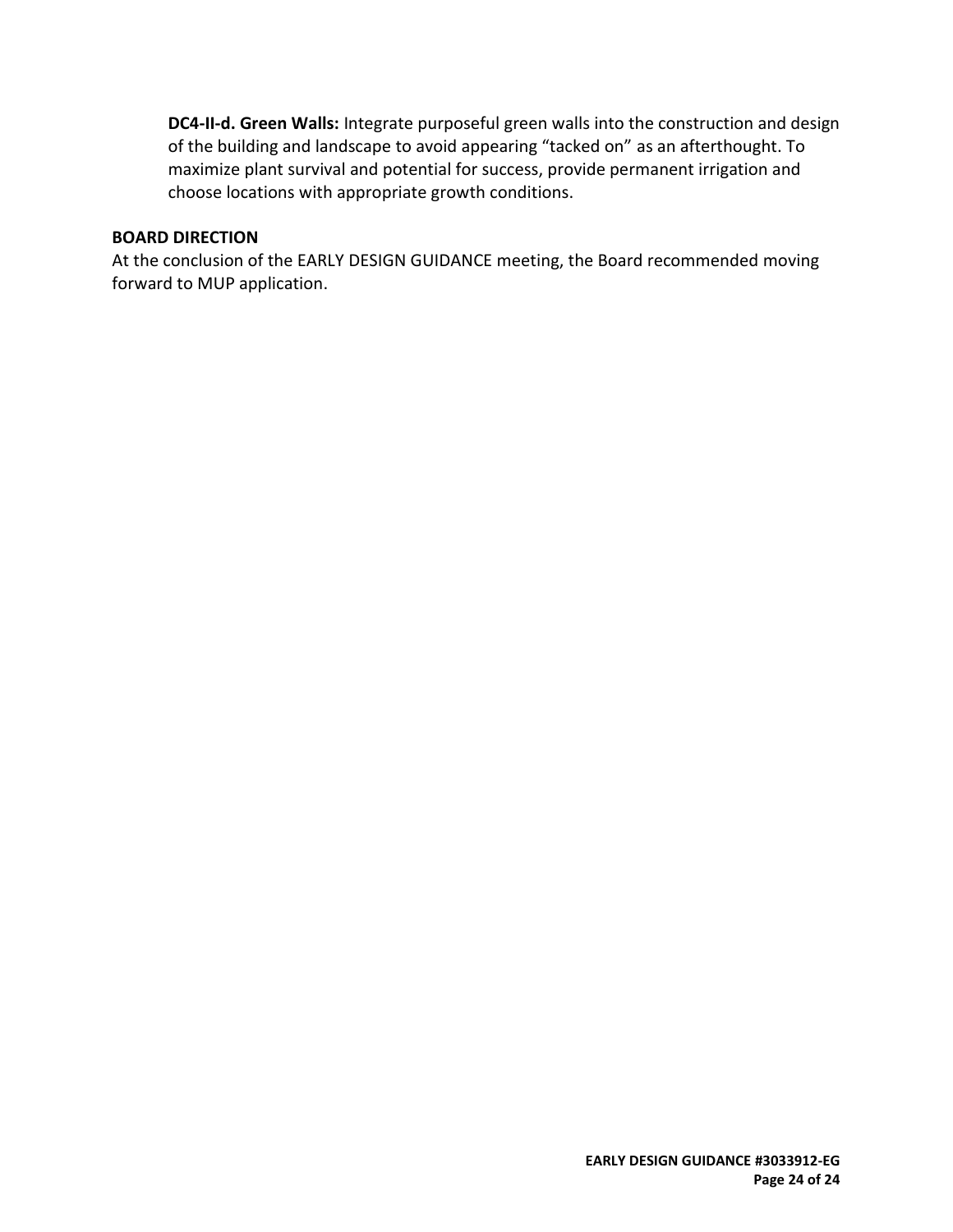**DC4-II-d. Green Walls:** Integrate purposeful green walls into the construction and design of the building and landscape to avoid appearing "tacked on" as an afterthought. To maximize plant survival and potential for success, provide permanent irrigation and choose locations with appropriate growth conditions.

**BOARD DIRECTION**

At the conclusion of the EARLY DESIGN GUIDANCE meeting, the Board recommended moving forward to MUP application.